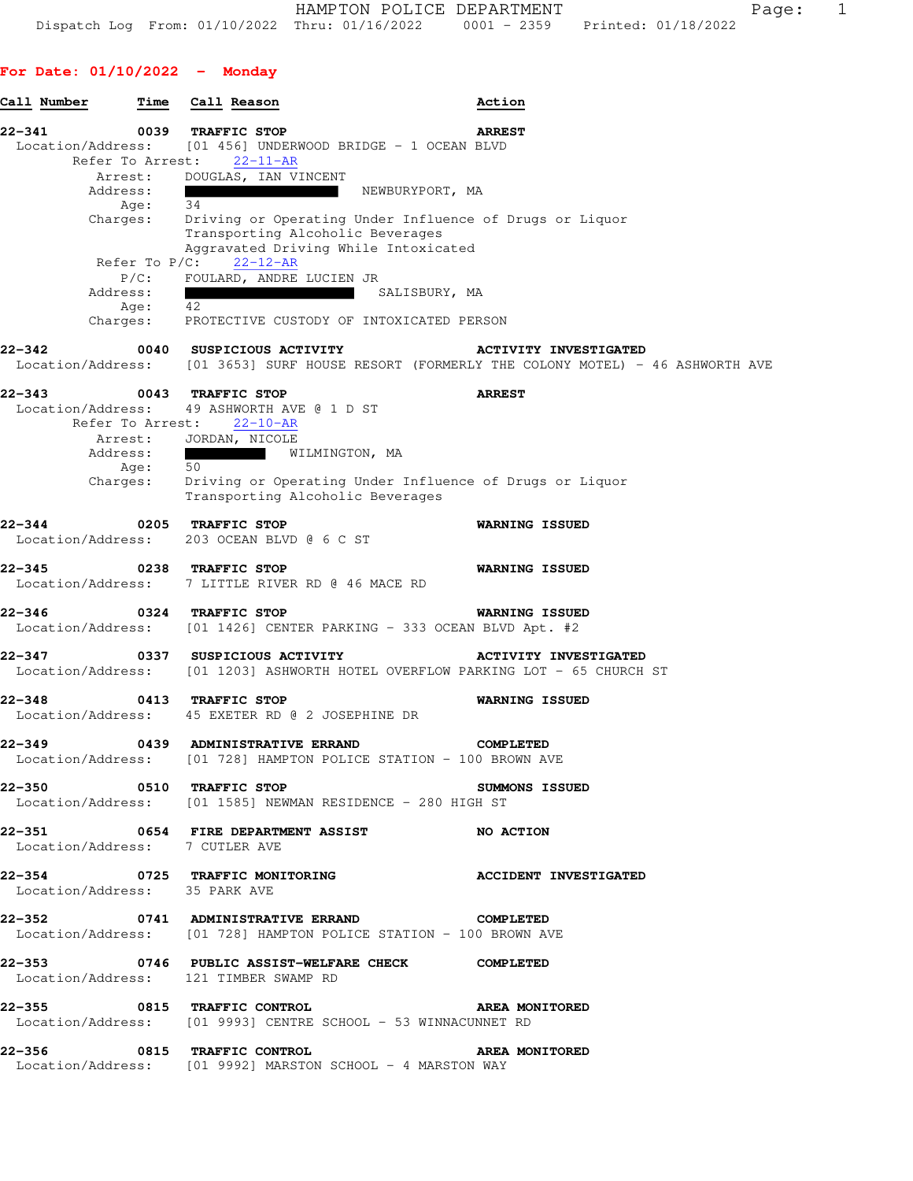HAMPTON POLICE DEPARTMENT

Dispatch Log From: 01/10/2022 Thru: 01/16/2022 0001 - 2359 Printed: 01/18/2022

## For Date: 01/10/2022 - Monday

| Call Number | Time | Call Reason | Action |
|---|---|---|---|

**22-341** 0039 **TRAFFIC STOP** — **ARREST**
Location/Address: [01 456] UNDERWOOD BRIDGE - 1 OCEAN BLVD
Refer To Arrest: 22-11-AR
Arrest: DOUGLAS, IAN VINCENT
Address: ████████ NEWBURYPORT, MA
Age: 34
Charges: Driving or Operating Under Influence of Drugs or Liquor
Transporting Alcoholic Beverages
Aggravated Driving While Intoxicated
Refer To P/C: 22-12-AR
P/C: FOULARD, ANDRE LUCIEN JR
Address: ████████ SALISBURY, MA
Age: 42
Charges: PROTECTIVE CUSTODY OF INTOXICATED PERSON

**22-342** 0040 **SUSPICIOUS ACTIVITY** — **ACTIVITY INVESTIGATED**
Location/Address: [01 3653] SURF HOUSE RESORT (FORMERLY THE COLONY MOTEL) - 46 ASHWORTH AVE

**22-343** 0043 **TRAFFIC STOP** — **ARREST**
Location/Address: 49 ASHWORTH AVE @ 1 D ST
Refer To Arrest: 22-10-AR
Arrest: JORDAN, NICOLE
Address: ████████ WILMINGTON, MA
Age: 50
Charges: Driving or Operating Under Influence of Drugs or Liquor
Transporting Alcoholic Beverages

**22-344** 0205 **TRAFFIC STOP** — **WARNING ISSUED**
Location/Address: 203 OCEAN BLVD @ 6 C ST

**22-345** 0238 **TRAFFIC STOP** — **WARNING ISSUED**
Location/Address: 7 LITTLE RIVER RD @ 46 MACE RD

**22-346** 0324 **TRAFFIC STOP** — **WARNING ISSUED**
Location/Address: [01 1426] CENTER PARKING - 333 OCEAN BLVD Apt. #2

**22-347** 0337 **SUSPICIOUS ACTIVITY** — **ACTIVITY INVESTIGATED**
Location/Address: [01 1203] ASHWORTH HOTEL OVERFLOW PARKING LOT - 65 CHURCH ST

**22-348** 0413 **TRAFFIC STOP** — **WARNING ISSUED**
Location/Address: 45 EXETER RD @ 2 JOSEPHINE DR

**22-349** 0439 **ADMINISTRATIVE ERRAND** — **COMPLETED**
Location/Address: [01 728] HAMPTON POLICE STATION - 100 BROWN AVE

**22-350** 0510 **TRAFFIC STOP** — **SUMMONS ISSUED**
Location/Address: [01 1585] NEWMAN RESIDENCE - 280 HIGH ST

**22-351** 0654 **FIRE DEPARTMENT ASSIST** — **NO ACTION**
Location/Address: 7 CUTLER AVE

**22-354** 0725 **TRAFFIC MONITORING** — **ACCIDENT INVESTIGATED**
Location/Address: 35 PARK AVE

**22-352** 0741 **ADMINISTRATIVE ERRAND** — **COMPLETED**
Location/Address: [01 728] HAMPTON POLICE STATION - 100 BROWN AVE

**22-353** 0746 **PUBLIC ASSIST-WELFARE CHECK** — **COMPLETED**
Location/Address: 121 TIMBER SWAMP RD

**22-355** 0815 **TRAFFIC CONTROL** — **AREA MONITORED**
Location/Address: [01 9993] CENTRE SCHOOL - 53 WINNACUNNET RD

**22-356** 0815 **TRAFFIC CONTROL** — **AREA MONITORED**
Location/Address: [01 9992] MARSTON SCHOOL - 4 MARSTON WAY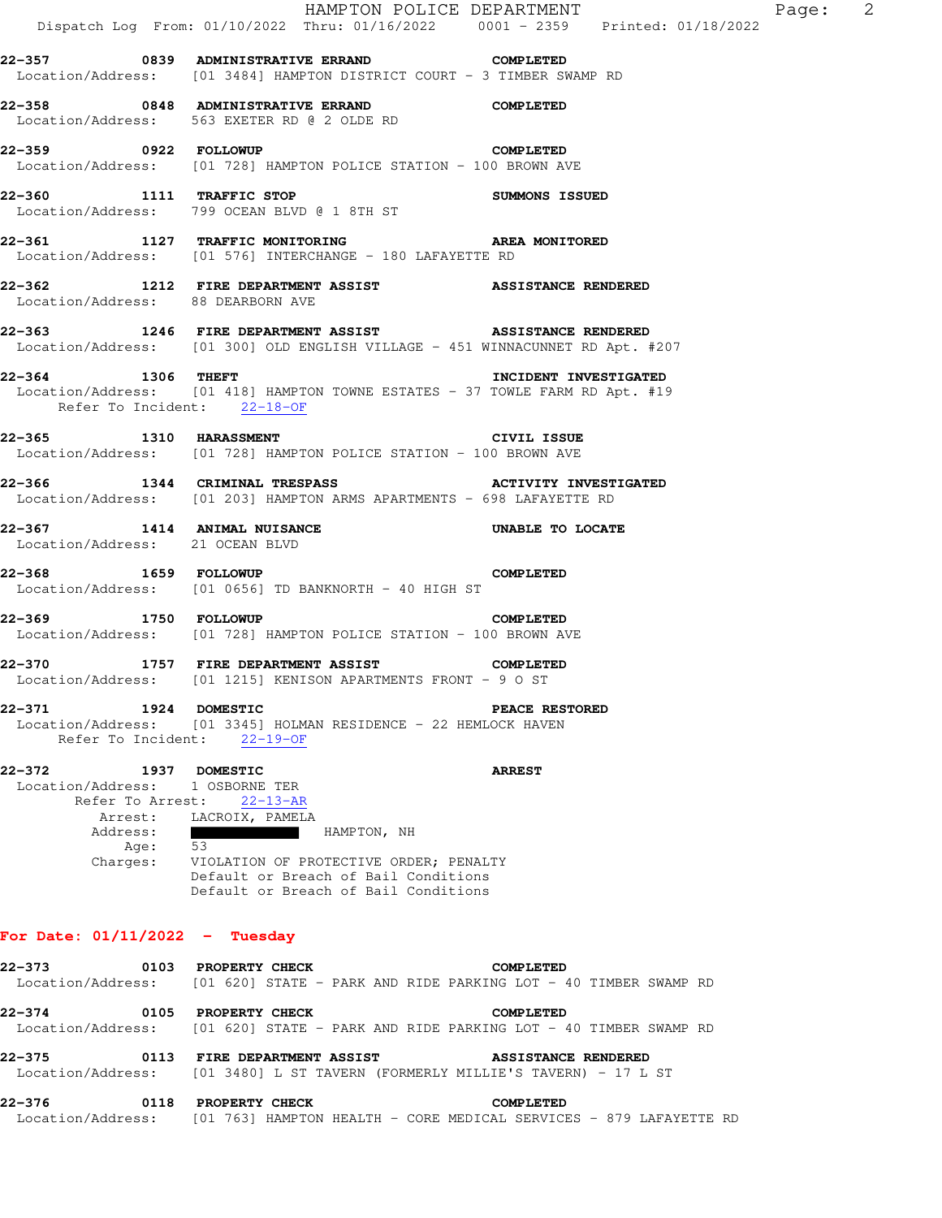**22-357 0839 ADMINISTRATIVE ERRAND COMPLETED**
Location/Address: [01 3484] HAMPTON DISTRICT COURT - 3 TIMBER SWAMP RD

**22-358 0848 ADMINISTRATIVE ERRAND COMPLETED**
Location/Address: 563 EXETER RD @ 2 OLDE RD

**22-359 0922 FOLLOWUP COMPLETED**
Location/Address: [01 728] HAMPTON POLICE STATION - 100 BROWN AVE

**22-360 1111 TRAFFIC STOP SUMMONS ISSUED**
Location/Address: 799 OCEAN BLVD @ 1 8TH ST

**22-361 1127 TRAFFIC MONITORING AREA MONITORED**
Location/Address: [01 576] INTERCHANGE - 180 LAFAYETTE RD

**22-362 1212 FIRE DEPARTMENT ASSIST ASSISTANCE RENDERED**
Location/Address: 88 DEARBORN AVE

**22-363 1246 FIRE DEPARTMENT ASSIST ASSISTANCE RENDERED**
Location/Address: [01 300] OLD ENGLISH VILLAGE - 451 WINNACUNNET RD Apt. #207

**22-364 1306 THEFT INCIDENT INVESTIGATED**
Location/Address: [01 418] HAMPTON TOWNE ESTATES - 37 TOWLE FARM RD Apt. #19
Refer To Incident: 22-18-OF

**22-365 1310 HARASSMENT CIVIL ISSUE**
Location/Address: [01 728] HAMPTON POLICE STATION - 100 BROWN AVE

**22-366 1344 CRIMINAL TRESPASS ACTIVITY INVESTIGATED**
Location/Address: [01 203] HAMPTON ARMS APARTMENTS - 698 LAFAYETTE RD

**22-367 1414 ANIMAL NUISANCE UNABLE TO LOCATE**
Location/Address: 21 OCEAN BLVD

**22-368 1659 FOLLOWUP COMPLETED**
Location/Address: [01 0656] TD BANKNORTH - 40 HIGH ST

**22-369 1750 FOLLOWUP COMPLETED**
Location/Address: [01 728] HAMPTON POLICE STATION - 100 BROWN AVE

**22-370 1757 FIRE DEPARTMENT ASSIST COMPLETED**
Location/Address: [01 1215] KENISON APARTMENTS FRONT - 9 O ST

**22-371 1924 DOMESTIC PEACE RESTORED**
Location/Address: [01 3345] HOLMAN RESIDENCE - 22 HEMLOCK HAVEN
Refer To Incident: 22-19-OF

**22-372 1937 DOMESTIC ARREST**
Location/Address: 1 OSBORNE TER
Refer To Arrest: 22-13-AR
Arrest: LACROIX, PAMELA
Address: [REDACTED] HAMPTON, NH
Age: 53
Charges: VIOLATION OF PROTECTIVE ORDER; PENALTY
Default or Breach of Bail Conditions
Default or Breach of Bail Conditions

## For Date: 01/11/2022 - Tuesday

**22-373 0103 PROPERTY CHECK COMPLETED**
Location/Address: [01 620] STATE - PARK AND RIDE PARKING LOT - 40 TIMBER SWAMP RD

**22-374 0105 PROPERTY CHECK COMPLETED**
Location/Address: [01 620] STATE - PARK AND RIDE PARKING LOT - 40 TIMBER SWAMP RD

**22-375 0113 FIRE DEPARTMENT ASSIST ASSISTANCE RENDERED**
Location/Address: [01 3480] L ST TAVERN (FORMERLY MILLIE'S TAVERN) - 17 L ST

**22-376 0118 PROPERTY CHECK COMPLETED**
Location/Address: [01 763] HAMPTON HEALTH - CORE MEDICAL SERVICES - 879 LAFAYETTE RD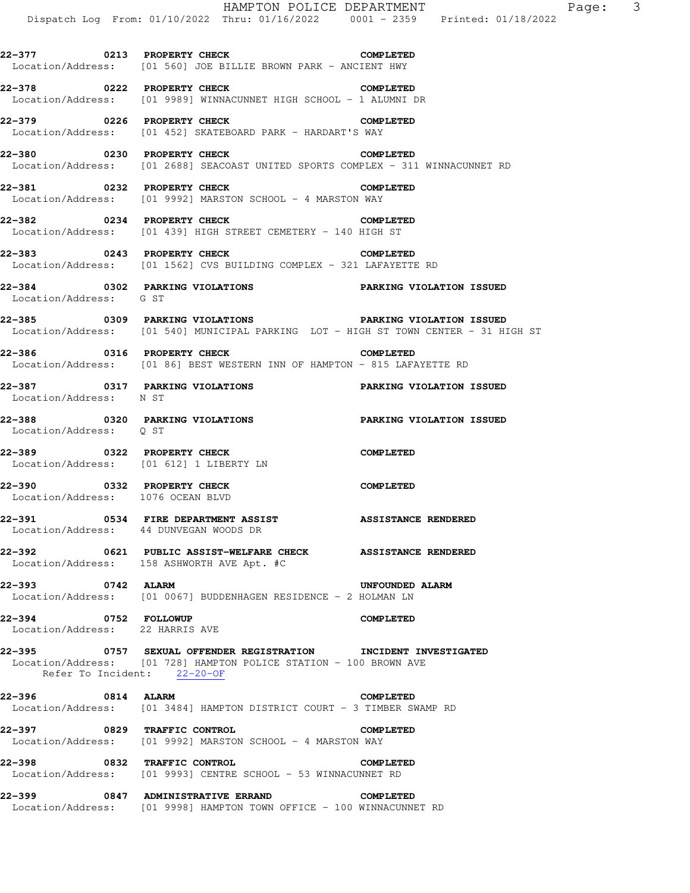**22-377 0213 PROPERTY CHECK COMPLETED**
Location/Address: [01 560] JOE BILLIE BROWN PARK - ANCIENT HWY

**22-378 0222 PROPERTY CHECK COMPLETED**
Location/Address: [01 9989] WINNACUNNET HIGH SCHOOL - 1 ALUMNI DR

**22-379 0226 PROPERTY CHECK COMPLETED**
Location/Address: [01 452] SKATEBOARD PARK - HARDART'S WAY

**22-380 0230 PROPERTY CHECK COMPLETED**
Location/Address: [01 2688] SEACOAST UNITED SPORTS COMPLEX - 311 WINNACUNNET RD

**22-381 0232 PROPERTY CHECK COMPLETED**
Location/Address: [01 9992] MARSTON SCHOOL - 4 MARSTON WAY

**22-382 0234 PROPERTY CHECK COMPLETED**
Location/Address: [01 439] HIGH STREET CEMETERY - 140 HIGH ST

**22-383 0243 PROPERTY CHECK COMPLETED**
Location/Address: [01 1562] CVS BUILDING COMPLEX - 321 LAFAYETTE RD

**22-384 0302 PARKING VIOLATIONS PARKING VIOLATION ISSUED**
Location/Address: G ST

**22-385 0309 PARKING VIOLATIONS PARKING VIOLATION ISSUED**
Location/Address: [01 540] MUNICIPAL PARKING LOT - HIGH ST TOWN CENTER - 31 HIGH ST

**22-386 0316 PROPERTY CHECK COMPLETED**
Location/Address: [01 86] BEST WESTERN INN OF HAMPTON - 815 LAFAYETTE RD

**22-387 0317 PARKING VIOLATIONS PARKING VIOLATION ISSUED**
Location/Address: N ST

**22-388 0320 PARKING VIOLATIONS PARKING VIOLATION ISSUED**
Location/Address: Q ST

**22-389 0322 PROPERTY CHECK COMPLETED**
Location/Address: [01 612] 1 LIBERTY LN

**22-390 0332 PROPERTY CHECK COMPLETED**
Location/Address: 1076 OCEAN BLVD

**22-391 0534 FIRE DEPARTMENT ASSIST ASSISTANCE RENDERED**
Location/Address: 44 DUNVEGAN WOODS DR

**22-392 0621 PUBLIC ASSIST-WELFARE CHECK ASSISTANCE RENDERED**
Location/Address: 158 ASHWORTH AVE Apt. #C

**22-393 0742 ALARM UNFOUNDED ALARM**
Location/Address: [01 0067] BUDDENHAGEN RESIDENCE - 2 HOLMAN LN

**22-394 0752 FOLLOWUP COMPLETED**
Location/Address: 22 HARRIS AVE

**22-395 0757 SEXUAL OFFENDER REGISTRATION INCIDENT INVESTIGATED**
Location/Address: [01 728] HAMPTON POLICE STATION - 100 BROWN AVE
Refer To Incident: 22-20-OF

**22-396 0814 ALARM COMPLETED**
Location/Address: [01 3484] HAMPTON DISTRICT COURT - 3 TIMBER SWAMP RD

**22-397 0829 TRAFFIC CONTROL COMPLETED**
Location/Address: [01 9992] MARSTON SCHOOL - 4 MARSTON WAY

**22-398 0832 TRAFFIC CONTROL COMPLETED**
Location/Address: [01 9993] CENTRE SCHOOL - 53 WINNACUNNET RD

**22-399 0847 ADMINISTRATIVE ERRAND COMPLETED**
Location/Address: [01 9998] HAMPTON TOWN OFFICE - 100 WINNACUNNET RD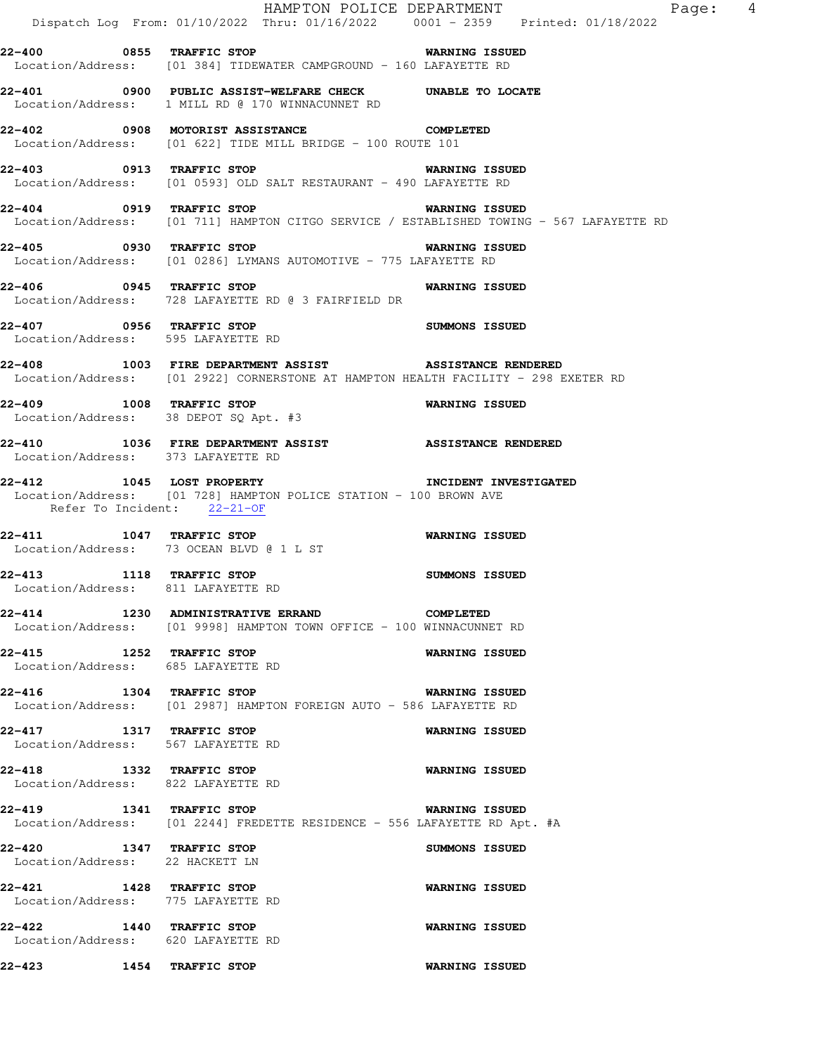**22-400 0855 TRAFFIC STOP WARNING ISSUED**
Location/Address: [01 384] TIDEWATER CAMPGROUND - 160 LAFAYETTE RD

**22-401 0900 PUBLIC ASSIST-WELFARE CHECK UNABLE TO LOCATE**
Location/Address: 1 MILL RD @ 170 WINNACUNNET RD

**22-402 0908 MOTORIST ASSISTANCE COMPLETED**
Location/Address: [01 622] TIDE MILL BRIDGE - 100 ROUTE 101

**22-403 0913 TRAFFIC STOP WARNING ISSUED**
Location/Address: [01 0593] OLD SALT RESTAURANT - 490 LAFAYETTE RD

**22-404 0919 TRAFFIC STOP WARNING ISSUED**
Location/Address: [01 711] HAMPTON CITGO SERVICE / ESTABLISHED TOWING - 567 LAFAYETTE RD

**22-405 0930 TRAFFIC STOP WARNING ISSUED**
Location/Address: [01 0286] LYMANS AUTOMOTIVE - 775 LAFAYETTE RD

**22-406 0945 TRAFFIC STOP WARNING ISSUED**
Location/Address: 728 LAFAYETTE RD @ 3 FAIRFIELD DR

**22-407 0956 TRAFFIC STOP SUMMONS ISSUED**
Location/Address: 595 LAFAYETTE RD

**22-408 1003 FIRE DEPARTMENT ASSIST ASSISTANCE RENDERED**
Location/Address: [01 2922] CORNERSTONE AT HAMPTON HEALTH FACILITY - 298 EXETER RD

**22-409 1008 TRAFFIC STOP WARNING ISSUED**
Location/Address: 38 DEPOT SQ Apt. #3

**22-410 1036 FIRE DEPARTMENT ASSIST ASSISTANCE RENDERED**
Location/Address: 373 LAFAYETTE RD

**22-412 1045 LOST PROPERTY INCIDENT INVESTIGATED**
Location/Address: [01 728] HAMPTON POLICE STATION - 100 BROWN AVE
Refer To Incident: 22-21-OF

**22-411 1047 TRAFFIC STOP WARNING ISSUED**
Location/Address: 73 OCEAN BLVD @ 1 L ST

**22-413 1118 TRAFFIC STOP SUMMONS ISSUED**
Location/Address: 811 LAFAYETTE RD

**22-414 1230 ADMINISTRATIVE ERRAND COMPLETED**
Location/Address: [01 9998] HAMPTON TOWN OFFICE - 100 WINNACUNNET RD

**22-415 1252 TRAFFIC STOP WARNING ISSUED**
Location/Address: 685 LAFAYETTE RD

**22-416 1304 TRAFFIC STOP WARNING ISSUED**
Location/Address: [01 2987] HAMPTON FOREIGN AUTO - 586 LAFAYETTE RD

**22-417 1317 TRAFFIC STOP WARNING ISSUED**
Location/Address: 567 LAFAYETTE RD

**22-418 1332 TRAFFIC STOP WARNING ISSUED**
Location/Address: 822 LAFAYETTE RD

**22-419 1341 TRAFFIC STOP WARNING ISSUED**
Location/Address: [01 2244] FREDETTE RESIDENCE - 556 LAFAYETTE RD Apt. #A

**22-420 1347 TRAFFIC STOP SUMMONS ISSUED**
Location/Address: 22 HACKETT LN

**22-421 1428 TRAFFIC STOP WARNING ISSUED**
Location/Address: 775 LAFAYETTE RD

**22-422 1440 TRAFFIC STOP WARNING ISSUED**
Location/Address: 620 LAFAYETTE RD

**22-423 1454 TRAFFIC STOP WARNING ISSUED**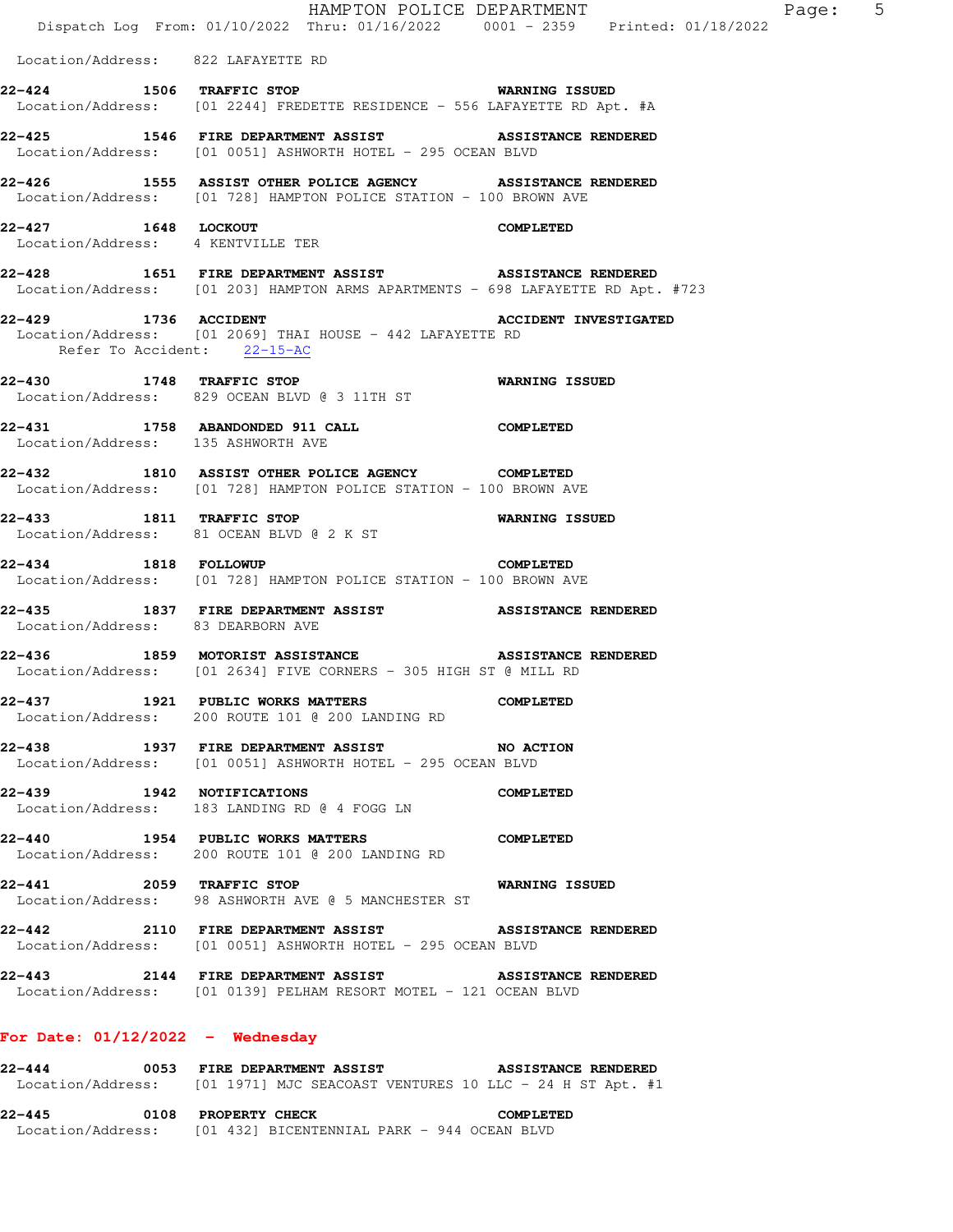Location/Address: 822 LAFAYETTE RD

**22-424 1506 TRAFFIC STOP WARNING ISSUED**
Location/Address: [01 2244] FREDETTE RESIDENCE - 556 LAFAYETTE RD Apt. #A

**22-425 1546 FIRE DEPARTMENT ASSIST ASSISTANCE RENDERED**
Location/Address: [01 0051] ASHWORTH HOTEL - 295 OCEAN BLVD

**22-426 1555 ASSIST OTHER POLICE AGENCY ASSISTANCE RENDERED**
Location/Address: [01 728] HAMPTON POLICE STATION - 100 BROWN AVE

**22-427 1648 LOCKOUT COMPLETED**
Location/Address: 4 KENTVILLE TER

**22-428 1651 FIRE DEPARTMENT ASSIST ASSISTANCE RENDERED**
Location/Address: [01 203] HAMPTON ARMS APARTMENTS - 698 LAFAYETTE RD Apt. #723

**22-429 1736 ACCIDENT ACCIDENT INVESTIGATED**
Location/Address: [01 2069] THAI HOUSE - 442 LAFAYETTE RD
Refer To Accident: 22-15-AC

**22-430 1748 TRAFFIC STOP WARNING ISSUED**
Location/Address: 829 OCEAN BLVD @ 3 11TH ST

**22-431 1758 ABANDONDED 911 CALL COMPLETED**
Location/Address: 135 ASHWORTH AVE

**22-432 1810 ASSIST OTHER POLICE AGENCY COMPLETED**
Location/Address: [01 728] HAMPTON POLICE STATION - 100 BROWN AVE

**22-433 1811 TRAFFIC STOP WARNING ISSUED**
Location/Address: 81 OCEAN BLVD @ 2 K ST

**22-434 1818 FOLLOWUP COMPLETED**
Location/Address: [01 728] HAMPTON POLICE STATION - 100 BROWN AVE

**22-435 1837 FIRE DEPARTMENT ASSIST ASSISTANCE RENDERED**
Location/Address: 83 DEARBORN AVE

**22-436 1859 MOTORIST ASSISTANCE ASSISTANCE RENDERED**
Location/Address: [01 2634] FIVE CORNERS - 305 HIGH ST @ MILL RD

**22-437 1921 PUBLIC WORKS MATTERS COMPLETED**
Location/Address: 200 ROUTE 101 @ 200 LANDING RD

**22-438 1937 FIRE DEPARTMENT ASSIST NO ACTION**
Location/Address: [01 0051] ASHWORTH HOTEL - 295 OCEAN BLVD

**22-439 1942 NOTIFICATIONS COMPLETED**
Location/Address: 183 LANDING RD @ 4 FOGG LN

**22-440 1954 PUBLIC WORKS MATTERS COMPLETED**
Location/Address: 200 ROUTE 101 @ 200 LANDING RD

**22-441 2059 TRAFFIC STOP WARNING ISSUED**
Location/Address: 98 ASHWORTH AVE @ 5 MANCHESTER ST

**22-442 2110 FIRE DEPARTMENT ASSIST ASSISTANCE RENDERED**
Location/Address: [01 0051] ASHWORTH HOTEL - 295 OCEAN BLVD

**22-443 2144 FIRE DEPARTMENT ASSIST ASSISTANCE RENDERED**
Location/Address: [01 0139] PELHAM RESORT MOTEL - 121 OCEAN BLVD

## For Date: 01/12/2022 - Wednesday

**22-444 0053 FIRE DEPARTMENT ASSIST ASSISTANCE RENDERED**
Location/Address: [01 1971] MJC SEACOAST VENTURES 10 LLC - 24 H ST Apt. #1

**22-445 0108 PROPERTY CHECK COMPLETED**
Location/Address: [01 432] BICENTENNIAL PARK - 944 OCEAN BLVD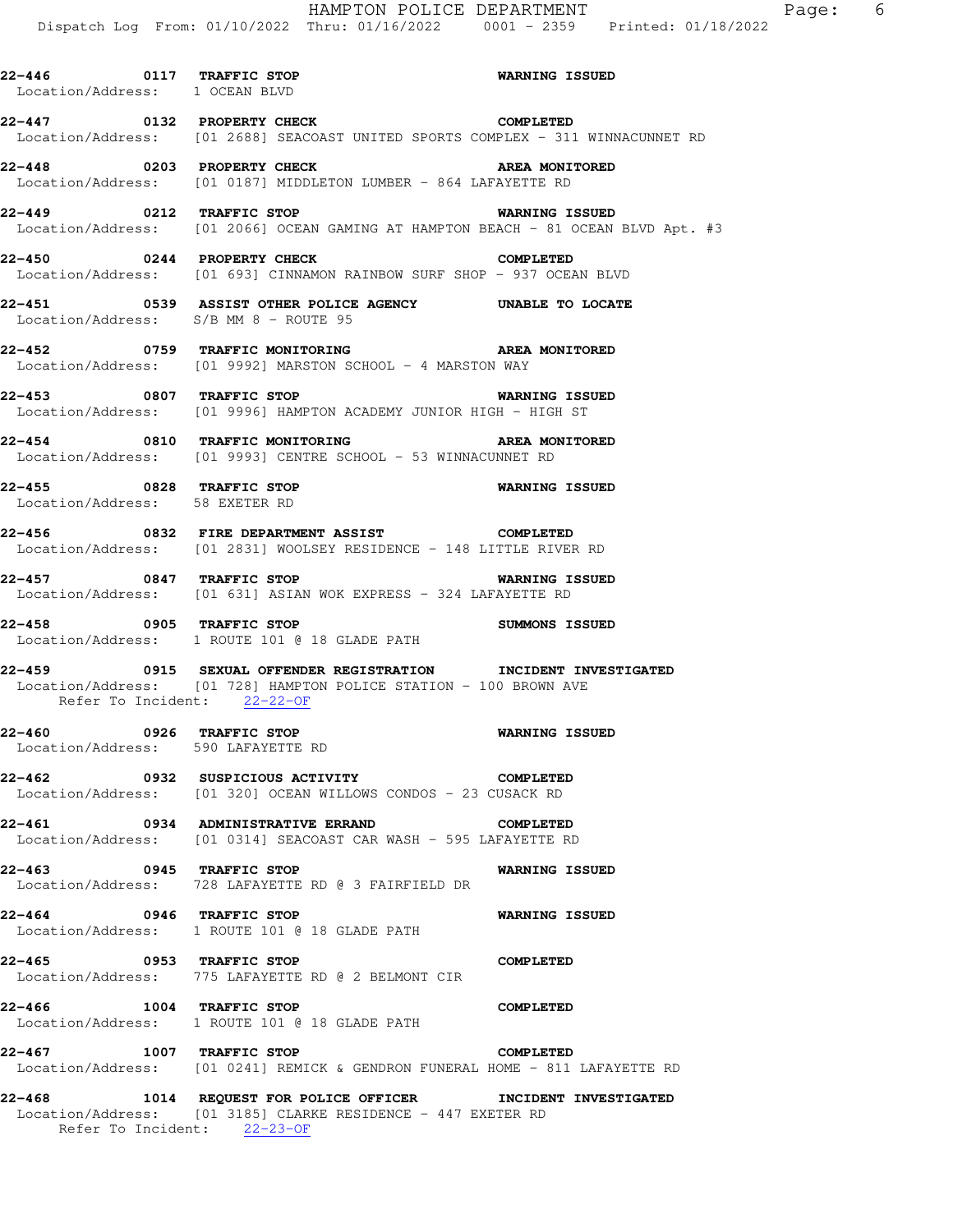**22-446 0117 TRAFFIC STOP** **WARNING ISSUED**
Location/Address: 1 OCEAN BLVD

**22-447 0132 PROPERTY CHECK** **COMPLETED**
Location/Address: [01 2688] SEACOAST UNITED SPORTS COMPLEX - 311 WINNACUNNET RD

**22-448 0203 PROPERTY CHECK** **AREA MONITORED**
Location/Address: [01 0187] MIDDLETON LUMBER - 864 LAFAYETTE RD

**22-449 0212 TRAFFIC STOP** **WARNING ISSUED**
Location/Address: [01 2066] OCEAN GAMING AT HAMPTON BEACH - 81 OCEAN BLVD Apt. #3

**22-450 0244 PROPERTY CHECK** **COMPLETED**
Location/Address: [01 693] CINNAMON RAINBOW SURF SHOP - 937 OCEAN BLVD

**22-451 0539 ASSIST OTHER POLICE AGENCY** **UNABLE TO LOCATE**
Location/Address: S/B MM 8 - ROUTE 95

**22-452 0759 TRAFFIC MONITORING** **AREA MONITORED**
Location/Address: [01 9992] MARSTON SCHOOL - 4 MARSTON WAY

**22-453 0807 TRAFFIC STOP** **WARNING ISSUED**
Location/Address: [01 9996] HAMPTON ACADEMY JUNIOR HIGH - HIGH ST

**22-454 0810 TRAFFIC MONITORING** **AREA MONITORED**
Location/Address: [01 9993] CENTRE SCHOOL - 53 WINNACUNNET RD

**22-455 0828 TRAFFIC STOP** **WARNING ISSUED**
Location/Address: 58 EXETER RD

**22-456 0832 FIRE DEPARTMENT ASSIST** **COMPLETED**
Location/Address: [01 2831] WOOLSEY RESIDENCE - 148 LITTLE RIVER RD

**22-457 0847 TRAFFIC STOP** **WARNING ISSUED**
Location/Address: [01 631] ASIAN WOK EXPRESS - 324 LAFAYETTE RD

**22-458 0905 TRAFFIC STOP** **SUMMONS ISSUED**
Location/Address: 1 ROUTE 101 @ 18 GLADE PATH

**22-459 0915 SEXUAL OFFENDER REGISTRATION** **INCIDENT INVESTIGATED**
Location/Address: [01 728] HAMPTON POLICE STATION - 100 BROWN AVE
Refer To Incident: 22-22-OF

**22-460 0926 TRAFFIC STOP** **WARNING ISSUED**
Location/Address: 590 LAFAYETTE RD

**22-462 0932 SUSPICIOUS ACTIVITY** **COMPLETED**
Location/Address: [01 320] OCEAN WILLOWS CONDOS - 23 CUSACK RD

**22-461 0934 ADMINISTRATIVE ERRAND** **COMPLETED**
Location/Address: [01 0314] SEACOAST CAR WASH - 595 LAFAYETTE RD

**22-463 0945 TRAFFIC STOP** **WARNING ISSUED**
Location/Address: 728 LAFAYETTE RD @ 3 FAIRFIELD DR

**22-464 0946 TRAFFIC STOP** **WARNING ISSUED**
Location/Address: 1 ROUTE 101 @ 18 GLADE PATH

**22-465 0953 TRAFFIC STOP** **COMPLETED**
Location/Address: 775 LAFAYETTE RD @ 2 BELMONT CIR

**22-466 1004 TRAFFIC STOP** **COMPLETED**
Location/Address: 1 ROUTE 101 @ 18 GLADE PATH

**22-467 1007 TRAFFIC STOP** **COMPLETED**
Location/Address: [01 0241] REMICK & GENDRON FUNERAL HOME - 811 LAFAYETTE RD

**22-468 1014 REQUEST FOR POLICE OFFICER** **INCIDENT INVESTIGATED**
Location/Address: [01 3185] CLARKE RESIDENCE - 447 EXETER RD
Refer To Incident: 22-23-OF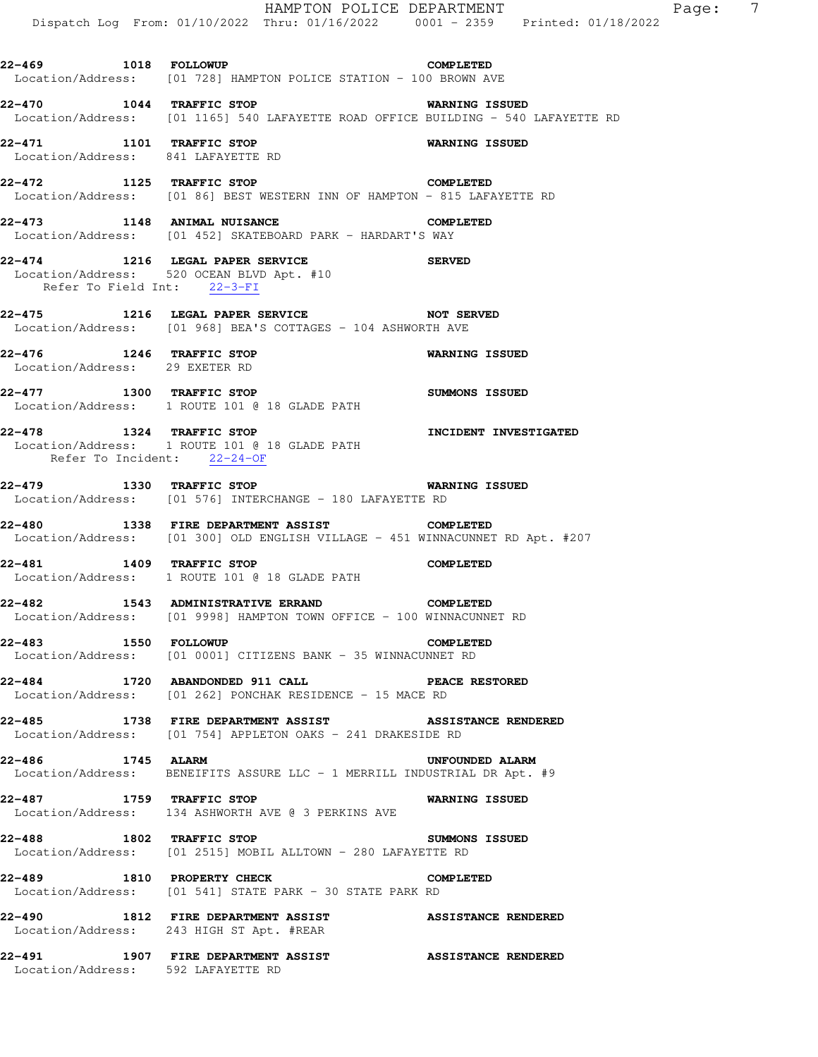**22-469** 1018 **FOLLOWUP** **COMPLETED**
Location/Address: [01 728] HAMPTON POLICE STATION - 100 BROWN AVE

**22-470** 1044 **TRAFFIC STOP** **WARNING ISSUED**
Location/Address: [01 1165] 540 LAFAYETTE ROAD OFFICE BUILDING - 540 LAFAYETTE RD

**22-471** 1101 **TRAFFIC STOP** **WARNING ISSUED**
Location/Address: 841 LAFAYETTE RD

**22-472** 1125 **TRAFFIC STOP** **COMPLETED**
Location/Address: [01 86] BEST WESTERN INN OF HAMPTON - 815 LAFAYETTE RD

**22-473** 1148 **ANIMAL NUISANCE** **COMPLETED**
Location/Address: [01 452] SKATEBOARD PARK - HARDART'S WAY

**22-474** 1216 **LEGAL PAPER SERVICE** **SERVED**
Location/Address: 520 OCEAN BLVD Apt. #10
Refer To Field Int: 22-3-FI

**22-475** 1216 **LEGAL PAPER SERVICE** **NOT SERVED**
Location/Address: [01 968] BEA'S COTTAGES - 104 ASHWORTH AVE

**22-476** 1246 **TRAFFIC STOP** **WARNING ISSUED**
Location/Address: 29 EXETER RD

**22-477** 1300 **TRAFFIC STOP** **SUMMONS ISSUED**
Location/Address: 1 ROUTE 101 @ 18 GLADE PATH

**22-478** 1324 **TRAFFIC STOP** **INCIDENT INVESTIGATED**
Location/Address: 1 ROUTE 101 @ 18 GLADE PATH
Refer To Incident: 22-24-OF

**22-479** 1330 **TRAFFIC STOP** **WARNING ISSUED**
Location/Address: [01 576] INTERCHANGE - 180 LAFAYETTE RD

**22-480** 1338 **FIRE DEPARTMENT ASSIST** **COMPLETED**
Location/Address: [01 300] OLD ENGLISH VILLAGE - 451 WINNACUNNET RD Apt. #207

**22-481** 1409 **TRAFFIC STOP** **COMPLETED**
Location/Address: 1 ROUTE 101 @ 18 GLADE PATH

**22-482** 1543 **ADMINISTRATIVE ERRAND** **COMPLETED**
Location/Address: [01 9998] HAMPTON TOWN OFFICE - 100 WINNACUNNET RD

**22-483** 1550 **FOLLOWUP** **COMPLETED**
Location/Address: [01 0001] CITIZENS BANK - 35 WINNACUNNET RD

**22-484** 1720 **ABANDONDED 911 CALL** **PEACE RESTORED**
Location/Address: [01 262] PONCHAK RESIDENCE - 15 MACE RD

**22-485** 1738 **FIRE DEPARTMENT ASSIST** **ASSISTANCE RENDERED**
Location/Address: [01 754] APPLETON OAKS - 241 DRAKESIDE RD

**22-486** 1745 **ALARM** **UNFOUNDED ALARM**
Location/Address: BENEIFITS ASSURE LLC - 1 MERRILL INDUSTRIAL DR Apt. #9

**22-487** 1759 **TRAFFIC STOP** **WARNING ISSUED**
Location/Address: 134 ASHWORTH AVE @ 3 PERKINS AVE

**22-488** 1802 **TRAFFIC STOP** **SUMMONS ISSUED**
Location/Address: [01 2515] MOBIL ALLTOWN - 280 LAFAYETTE RD

**22-489** 1810 **PROPERTY CHECK** **COMPLETED**
Location/Address: [01 541] STATE PARK - 30 STATE PARK RD

**22-490** 1812 **FIRE DEPARTMENT ASSIST** **ASSISTANCE RENDERED**
Location/Address: 243 HIGH ST Apt. #REAR

**22-491** 1907 **FIRE DEPARTMENT ASSIST** **ASSISTANCE RENDERED**
Location/Address: 592 LAFAYETTE RD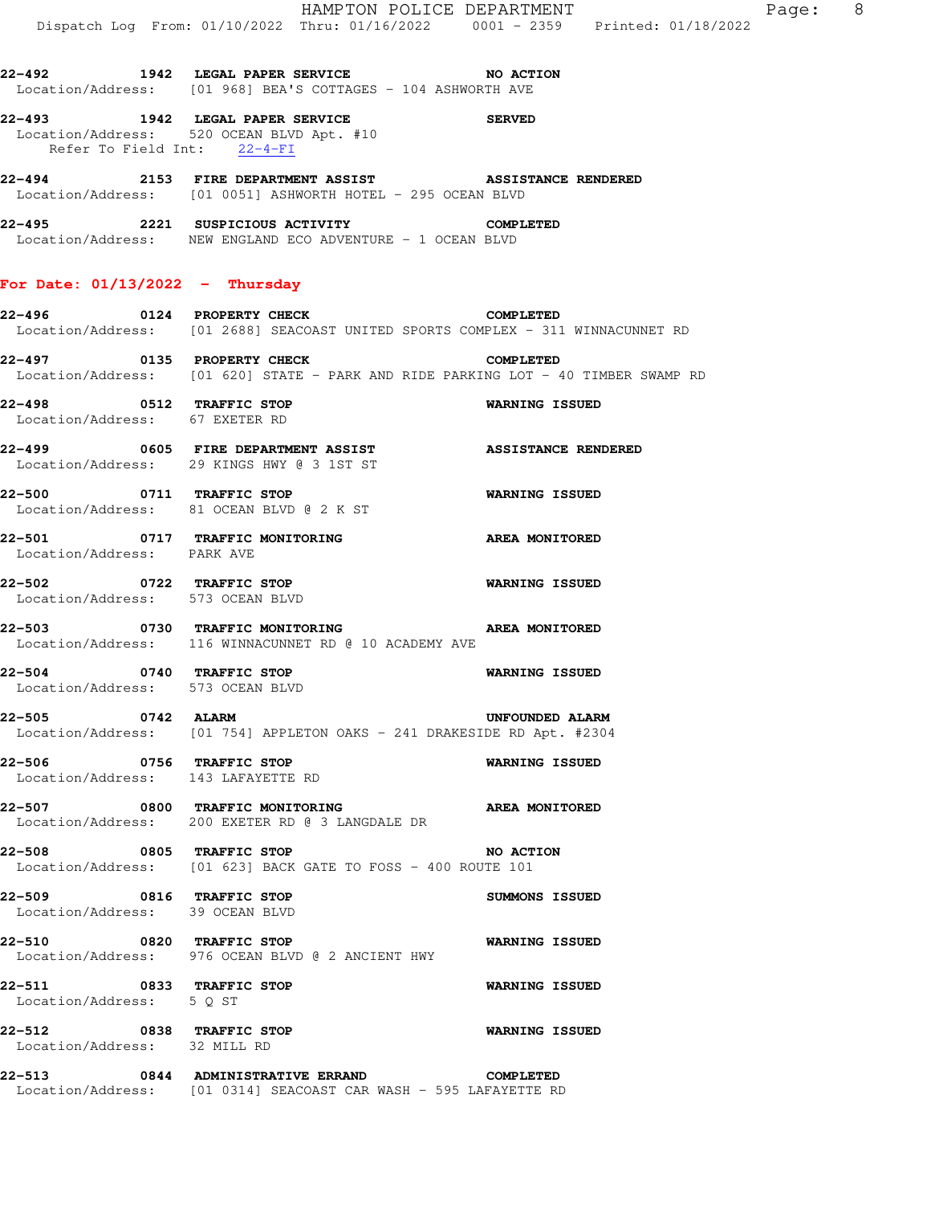22-492 1942 **LEGAL PAPER SERVICE** **NO ACTION**
Location/Address: [01 968] BEA'S COTTAGES - 104 ASHWORTH AVE

22-493 1942 **LEGAL PAPER SERVICE** **SERVED**
Location/Address: 520 OCEAN BLVD Apt. #10
Refer To Field Int: 22-4-FI

22-494 2153 **FIRE DEPARTMENT ASSIST** **ASSISTANCE RENDERED**
Location/Address: [01 0051] ASHWORTH HOTEL - 295 OCEAN BLVD

22-495 2221 **SUSPICIOUS ACTIVITY** **COMPLETED**
Location/Address: NEW ENGLAND ECO ADVENTURE - 1 OCEAN BLVD

**For Date: 01/13/2022 - Thursday**

22-496 0124 **PROPERTY CHECK** **COMPLETED**
Location/Address: [01 2688] SEACOAST UNITED SPORTS COMPLEX - 311 WINNACUNNET RD

22-497 0135 **PROPERTY CHECK** **COMPLETED**
Location/Address: [01 620] STATE - PARK AND RIDE PARKING LOT - 40 TIMBER SWAMP RD

22-498 0512 **TRAFFIC STOP** **WARNING ISSUED**
Location/Address: 67 EXETER RD

22-499 0605 **FIRE DEPARTMENT ASSIST** **ASSISTANCE RENDERED**
Location/Address: 29 KINGS HWY @ 3 1ST ST

22-500 0711 **TRAFFIC STOP** **WARNING ISSUED**
Location/Address: 81 OCEAN BLVD @ 2 K ST

22-501 0717 **TRAFFIC MONITORING** **AREA MONITORED**
Location/Address: PARK AVE

22-502 0722 **TRAFFIC STOP** **WARNING ISSUED**
Location/Address: 573 OCEAN BLVD

22-503 0730 **TRAFFIC MONITORING** **AREA MONITORED**
Location/Address: 116 WINNACUNNET RD @ 10 ACADEMY AVE

22-504 0740 **TRAFFIC STOP** **WARNING ISSUED**
Location/Address: 573 OCEAN BLVD

22-505 0742 **ALARM** **UNFOUNDED ALARM**
Location/Address: [01 754] APPLETON OAKS - 241 DRAKESIDE RD Apt. #2304

22-506 0756 **TRAFFIC STOP** **WARNING ISSUED**
Location/Address: 143 LAFAYETTE RD

22-507 0800 **TRAFFIC MONITORING** **AREA MONITORED**
Location/Address: 200 EXETER RD @ 3 LANGDALE DR

22-508 0805 **TRAFFIC STOP** **NO ACTION**
Location/Address: [01 623] BACK GATE TO FOSS - 400 ROUTE 101

22-509 0816 **TRAFFIC STOP** **SUMMONS ISSUED**
Location/Address: 39 OCEAN BLVD

22-510 0820 **TRAFFIC STOP** **WARNING ISSUED**
Location/Address: 976 OCEAN BLVD @ 2 ANCIENT HWY

22-511 0833 **TRAFFIC STOP** **WARNING ISSUED**
Location/Address: 5 Q ST

22-512 0838 **TRAFFIC STOP** **WARNING ISSUED**
Location/Address: 32 MILL RD

22-513 0844 **ADMINISTRATIVE ERRAND** **COMPLETED**
Location/Address: [01 0314] SEACOAST CAR WASH - 595 LAFAYETTE RD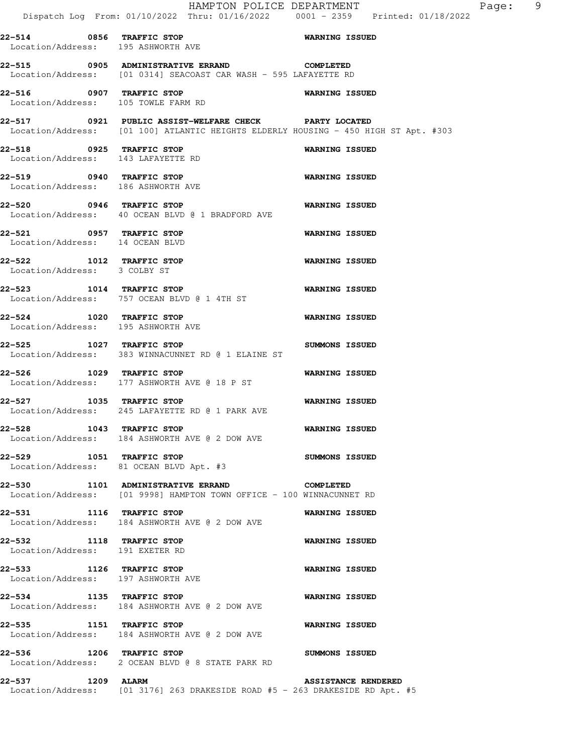**22-514 0856 TRAFFIC STOP** **WARNING ISSUED**
Location/Address: 195 ASHWORTH AVE

**22-515 0905 ADMINISTRATIVE ERRAND** **COMPLETED**
Location/Address: [01 0314] SEACOAST CAR WASH - 595 LAFAYETTE RD

**22-516 0907 TRAFFIC STOP** **WARNING ISSUED**
Location/Address: 105 TOWLE FARM RD

**22-517 0921 PUBLIC ASSIST-WELFARE CHECK** **PARTY LOCATED**
Location/Address: [01 100] ATLANTIC HEIGHTS ELDERLY HOUSING - 450 HIGH ST Apt. #303

**22-518 0925 TRAFFIC STOP** **WARNING ISSUED**
Location/Address: 143 LAFAYETTE RD

**22-519 0940 TRAFFIC STOP** **WARNING ISSUED**
Location/Address: 186 ASHWORTH AVE

**22-520 0946 TRAFFIC STOP** **WARNING ISSUED**
Location/Address: 40 OCEAN BLVD @ 1 BRADFORD AVE

**22-521 0957 TRAFFIC STOP** **WARNING ISSUED**
Location/Address: 14 OCEAN BLVD

**22-522 1012 TRAFFIC STOP** **WARNING ISSUED**
Location/Address: 3 COLBY ST

**22-523 1014 TRAFFIC STOP** **WARNING ISSUED**
Location/Address: 757 OCEAN BLVD @ 1 4TH ST

**22-524 1020 TRAFFIC STOP** **WARNING ISSUED**
Location/Address: 195 ASHWORTH AVE

**22-525 1027 TRAFFIC STOP** **SUMMONS ISSUED**
Location/Address: 383 WINNACUNNET RD @ 1 ELAINE ST

**22-526 1029 TRAFFIC STOP** **WARNING ISSUED**
Location/Address: 177 ASHWORTH AVE @ 18 P ST

**22-527 1035 TRAFFIC STOP** **WARNING ISSUED**
Location/Address: 245 LAFAYETTE RD @ 1 PARK AVE

**22-528 1043 TRAFFIC STOP** **WARNING ISSUED**
Location/Address: 184 ASHWORTH AVE @ 2 DOW AVE

**22-529 1051 TRAFFIC STOP** **SUMMONS ISSUED**
Location/Address: 81 OCEAN BLVD Apt. #3

**22-530 1101 ADMINISTRATIVE ERRAND** **COMPLETED**
Location/Address: [01 9998] HAMPTON TOWN OFFICE - 100 WINNACUNNET RD

**22-531 1116 TRAFFIC STOP** **WARNING ISSUED**
Location/Address: 184 ASHWORTH AVE @ 2 DOW AVE

**22-532 1118 TRAFFIC STOP** **WARNING ISSUED**
Location/Address: 191 EXETER RD

**22-533 1126 TRAFFIC STOP** **WARNING ISSUED**
Location/Address: 197 ASHWORTH AVE

**22-534 1135 TRAFFIC STOP** **WARNING ISSUED**
Location/Address: 184 ASHWORTH AVE @ 2 DOW AVE

**22-535 1151 TRAFFIC STOP** **WARNING ISSUED**
Location/Address: 184 ASHWORTH AVE @ 2 DOW AVE

**22-536 1206 TRAFFIC STOP** **SUMMONS ISSUED**
Location/Address: 2 OCEAN BLVD @ 8 STATE PARK RD

**22-537 1209 ALARM** **ASSISTANCE RENDERED**
Location/Address: [01 3176] 263 DRAKESIDE ROAD #5 - 263 DRAKESIDE RD Apt. #5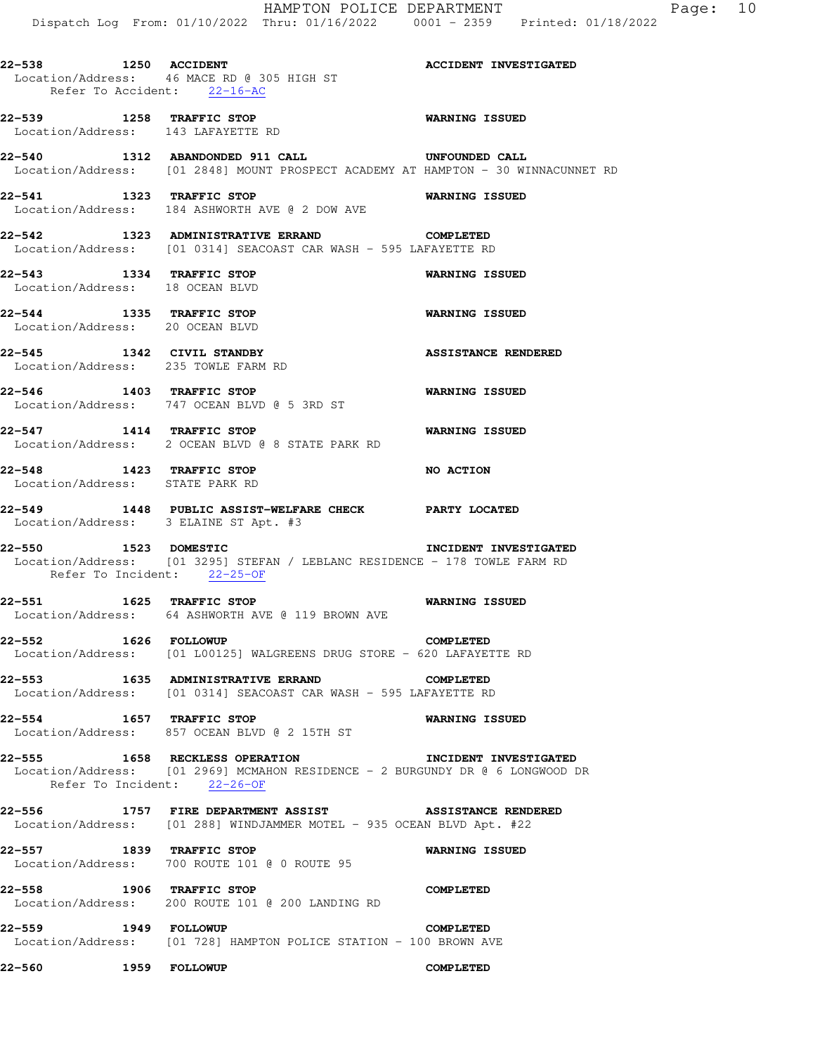**22-538** **1250** **ACCIDENT** **ACCIDENT INVESTIGATED**
Location/Address: 46 MACE RD @ 305 HIGH ST
Refer To Accident: 22-16-AC

**22-539** **1258** **TRAFFIC STOP** **WARNING ISSUED**
Location/Address: 143 LAFAYETTE RD

**22-540** **1312** **ABANDONDED 911 CALL** **UNFOUNDED CALL**
Location/Address: [01 2848] MOUNT PROSPECT ACADEMY AT HAMPTON - 30 WINNACUNNET RD

**22-541** **1323** **TRAFFIC STOP** **WARNING ISSUED**
Location/Address: 184 ASHWORTH AVE @ 2 DOW AVE

**22-542** **1323** **ADMINISTRATIVE ERRAND** **COMPLETED**
Location/Address: [01 0314] SEACOAST CAR WASH - 595 LAFAYETTE RD

**22-543** **1334** **TRAFFIC STOP** **WARNING ISSUED**
Location/Address: 18 OCEAN BLVD

**22-544** **1335** **TRAFFIC STOP** **WARNING ISSUED**
Location/Address: 20 OCEAN BLVD

**22-545** **1342** **CIVIL STANDBY** **ASSISTANCE RENDERED**
Location/Address: 235 TOWLE FARM RD

**22-546** **1403** **TRAFFIC STOP** **WARNING ISSUED**
Location/Address: 747 OCEAN BLVD @ 5 3RD ST

**22-547** **1414** **TRAFFIC STOP** **WARNING ISSUED**
Location/Address: 2 OCEAN BLVD @ 8 STATE PARK RD

**22-548** **1423** **TRAFFIC STOP** **NO ACTION**
Location/Address: STATE PARK RD

**22-549** **1448** **PUBLIC ASSIST-WELFARE CHECK** **PARTY LOCATED**
Location/Address: 3 ELAINE ST Apt. #3

**22-550** **1523** **DOMESTIC** **INCIDENT INVESTIGATED**
Location/Address: [01 3295] STEFAN / LEBLANC RESIDENCE - 178 TOWLE FARM RD
Refer To Incident: 22-25-OF

**22-551** **1625** **TRAFFIC STOP** **WARNING ISSUED**
Location/Address: 64 ASHWORTH AVE @ 119 BROWN AVE

**22-552** **1626** **FOLLOWUP** **COMPLETED**
Location/Address: [01 L00125] WALGREENS DRUG STORE - 620 LAFAYETTE RD

**22-553** **1635** **ADMINISTRATIVE ERRAND** **COMPLETED**
Location/Address: [01 0314] SEACOAST CAR WASH - 595 LAFAYETTE RD

**22-554** **1657** **TRAFFIC STOP** **WARNING ISSUED**
Location/Address: 857 OCEAN BLVD @ 2 15TH ST

**22-555** **1658** **RECKLESS OPERATION** **INCIDENT INVESTIGATED**
Location/Address: [01 2969] MCMAHON RESIDENCE - 2 BURGUNDY DR @ 6 LONGWOOD DR
Refer To Incident: 22-26-OF

**22-556** **1757** **FIRE DEPARTMENT ASSIST** **ASSISTANCE RENDERED**
Location/Address: [01 288] WINDJAMMER MOTEL - 935 OCEAN BLVD Apt. #22

**22-557** **1839** **TRAFFIC STOP** **WARNING ISSUED**
Location/Address: 700 ROUTE 101 @ 0 ROUTE 95

**22-558** **1906** **TRAFFIC STOP** **COMPLETED**
Location/Address: 200 ROUTE 101 @ 200 LANDING RD

**22-559** **1949** **FOLLOWUP** **COMPLETED**
Location/Address: [01 728] HAMPTON POLICE STATION - 100 BROWN AVE

**22-560** **1959** **FOLLOWUP** **COMPLETED**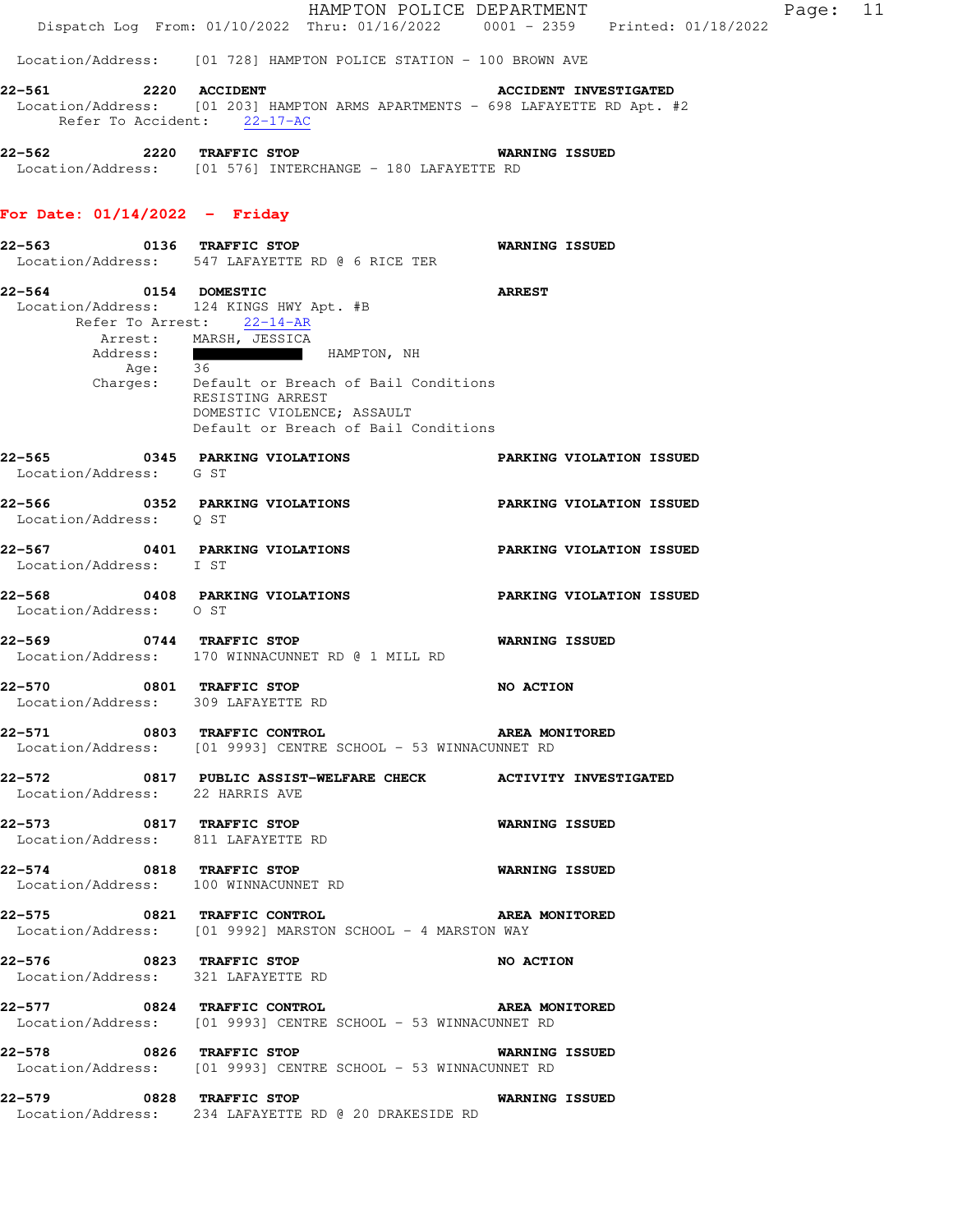Location/Address: [01 728] HAMPTON POLICE STATION - 100 BROWN AVE

**22-561** 2220 **ACCIDENT** **ACCIDENT INVESTIGATED**
Location/Address: [01 203] HAMPTON ARMS APARTMENTS - 698 LAFAYETTE RD Apt. #2
Refer To Accident: 22-17-AC

**22-562** 2220 **TRAFFIC STOP** **WARNING ISSUED**
Location/Address: [01 576] INTERCHANGE - 180 LAFAYETTE RD

## For Date: 01/14/2022 - Friday

**22-563** 0136 **TRAFFIC STOP** **WARNING ISSUED**
Location/Address: 547 LAFAYETTE RD @ 6 RICE TER

**22-564** 0154 **DOMESTIC** **ARREST**
Location/Address: 124 KINGS HWY Apt. #B
Refer To Arrest: 22-14-AR
Arrest: MARSH, JESSICA
Address: HAMPTON, NH
Age: 36
Charges: Default or Breach of Bail Conditions
RESISTING ARREST
DOMESTIC VIOLENCE; ASSAULT
Default or Breach of Bail Conditions

**22-565** 0345 **PARKING VIOLATIONS** **PARKING VIOLATION ISSUED**
Location/Address: G ST

**22-566** 0352 **PARKING VIOLATIONS** **PARKING VIOLATION ISSUED**
Location/Address: Q ST

**22-567** 0401 **PARKING VIOLATIONS** **PARKING VIOLATION ISSUED**
Location/Address: I ST

**22-568** 0408 **PARKING VIOLATIONS** **PARKING VIOLATION ISSUED**
Location/Address: O ST

**22-569** 0744 **TRAFFIC STOP** **WARNING ISSUED**
Location/Address: 170 WINNACUNNET RD @ 1 MILL RD

**22-570** 0801 **TRAFFIC STOP** **NO ACTION**
Location/Address: 309 LAFAYETTE RD

**22-571** 0803 **TRAFFIC CONTROL** **AREA MONITORED**
Location/Address: [01 9993] CENTRE SCHOOL - 53 WINNACUNNET RD

**22-572** 0817 **PUBLIC ASSIST-WELFARE CHECK** **ACTIVITY INVESTIGATED**
Location/Address: 22 HARRIS AVE

**22-573** 0817 **TRAFFIC STOP** **WARNING ISSUED**
Location/Address: 811 LAFAYETTE RD

**22-574** 0818 **TRAFFIC STOP** **WARNING ISSUED**
Location/Address: 100 WINNACUNNET RD

**22-575** 0821 **TRAFFIC CONTROL** **AREA MONITORED**
Location/Address: [01 9992] MARSTON SCHOOL - 4 MARSTON WAY

**22-576** 0823 **TRAFFIC STOP** **NO ACTION**
Location/Address: 321 LAFAYETTE RD

**22-577** 0824 **TRAFFIC CONTROL** **AREA MONITORED**
Location/Address: [01 9993] CENTRE SCHOOL - 53 WINNACUNNET RD

**22-578** 0826 **TRAFFIC STOP** **WARNING ISSUED**
Location/Address: [01 9993] CENTRE SCHOOL - 53 WINNACUNNET RD

**22-579** 0828 **TRAFFIC STOP** **WARNING ISSUED**
Location/Address: 234 LAFAYETTE RD @ 20 DRAKESIDE RD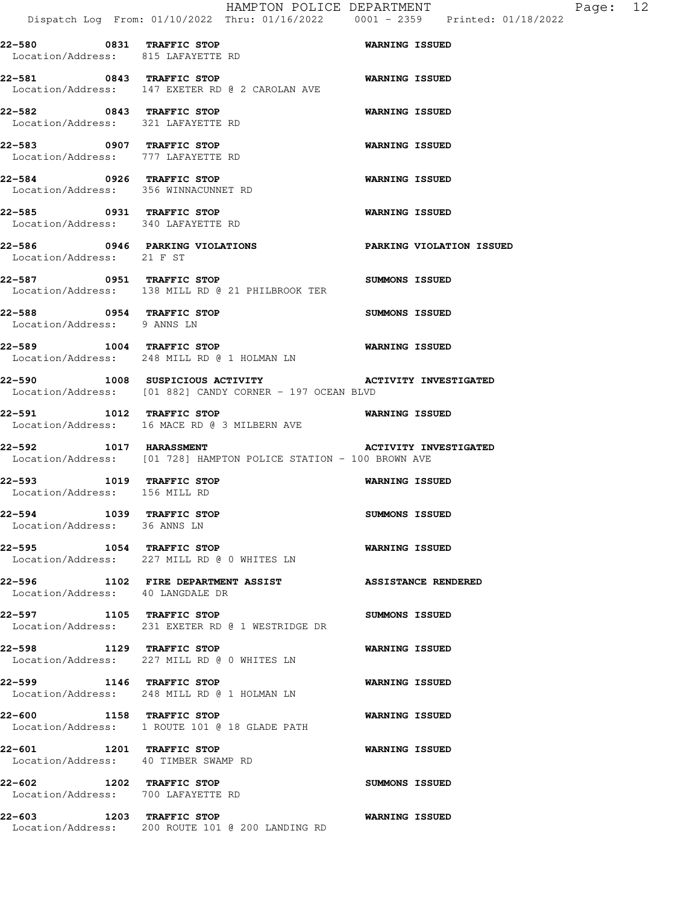**22-580 0831 TRAFFIC STOP** **WARNING ISSUED**
Location/Address: 815 LAFAYETTE RD

**22-581 0843 TRAFFIC STOP** **WARNING ISSUED**
Location/Address: 147 EXETER RD @ 2 CAROLAN AVE

**22-582 0843 TRAFFIC STOP** **WARNING ISSUED**
Location/Address: 321 LAFAYETTE RD

**22-583 0907 TRAFFIC STOP** **WARNING ISSUED**
Location/Address: 777 LAFAYETTE RD

**22-584 0926 TRAFFIC STOP** **WARNING ISSUED**
Location/Address: 356 WINNACUNNET RD

**22-585 0931 TRAFFIC STOP** **WARNING ISSUED**
Location/Address: 340 LAFAYETTE RD

**22-586 0946 PARKING VIOLATIONS** **PARKING VIOLATION ISSUED**
Location/Address: 21 F ST

**22-587 0951 TRAFFIC STOP** **SUMMONS ISSUED**
Location/Address: 138 MILL RD @ 21 PHILBROOK TER

**22-588 0954 TRAFFIC STOP** **SUMMONS ISSUED**
Location/Address: 9 ANNS LN

**22-589 1004 TRAFFIC STOP** **WARNING ISSUED**
Location/Address: 248 MILL RD @ 1 HOLMAN LN

**22-590 1008 SUSPICIOUS ACTIVITY** **ACTIVITY INVESTIGATED**
Location/Address: [01 882] CANDY CORNER - 197 OCEAN BLVD

**22-591 1012 TRAFFIC STOP** **WARNING ISSUED**
Location/Address: 16 MACE RD @ 3 MILBERN AVE

**22-592 1017 HARASSMENT** **ACTIVITY INVESTIGATED**
Location/Address: [01 728] HAMPTON POLICE STATION - 100 BROWN AVE

**22-593 1019 TRAFFIC STOP** **WARNING ISSUED**
Location/Address: 156 MILL RD

**22-594 1039 TRAFFIC STOP** **SUMMONS ISSUED**
Location/Address: 36 ANNS LN

**22-595 1054 TRAFFIC STOP** **WARNING ISSUED**
Location/Address: 227 MILL RD @ 0 WHITES LN

**22-596 1102 FIRE DEPARTMENT ASSIST** **ASSISTANCE RENDERED**
Location/Address: 40 LANGDALE DR

**22-597 1105 TRAFFIC STOP** **SUMMONS ISSUED**
Location/Address: 231 EXETER RD @ 1 WESTRIDGE DR

**22-598 1129 TRAFFIC STOP** **WARNING ISSUED**
Location/Address: 227 MILL RD @ 0 WHITES LN

**22-599 1146 TRAFFIC STOP** **WARNING ISSUED**
Location/Address: 248 MILL RD @ 1 HOLMAN LN

**22-600 1158 TRAFFIC STOP** **WARNING ISSUED**
Location/Address: 1 ROUTE 101 @ 18 GLADE PATH

**22-601 1201 TRAFFIC STOP** **WARNING ISSUED**
Location/Address: 40 TIMBER SWAMP RD

**22-602 1202 TRAFFIC STOP** **SUMMONS ISSUED**
Location/Address: 700 LAFAYETTE RD

**22-603 1203 TRAFFIC STOP** **WARNING ISSUED**
Location/Address: 200 ROUTE 101 @ 200 LANDING RD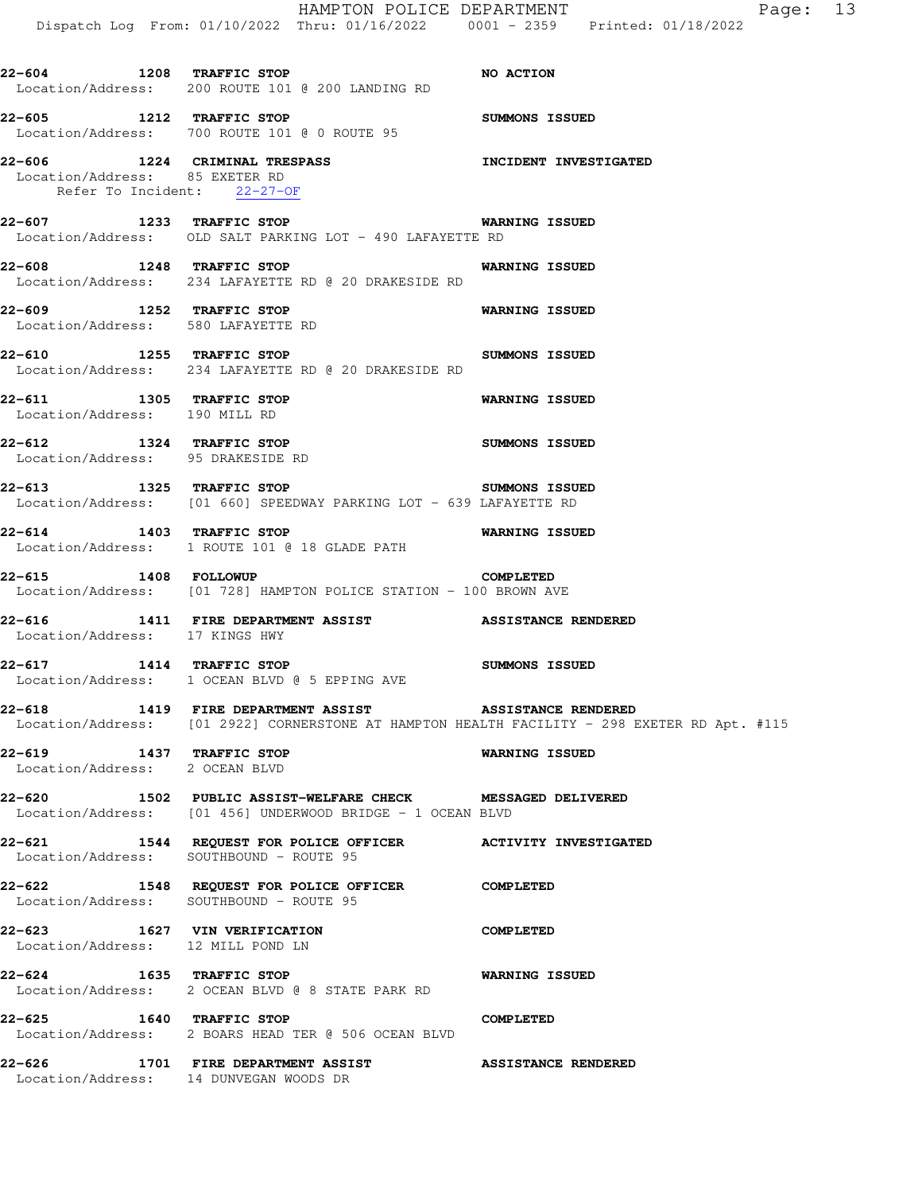**22-604** **1208** **TRAFFIC STOP** **NO ACTION**
Location/Address: 200 ROUTE 101 @ 200 LANDING RD

**22-605** **1212** **TRAFFIC STOP** **SUMMONS ISSUED**
Location/Address: 700 ROUTE 101 @ 0 ROUTE 95

**22-606** **1224** **CRIMINAL TRESPASS** **INCIDENT INVESTIGATED**
Location/Address: 85 EXETER RD
Refer To Incident: 22-27-OF

**22-607** **1233** **TRAFFIC STOP** **WARNING ISSUED**
Location/Address: OLD SALT PARKING LOT - 490 LAFAYETTE RD

**22-608** **1248** **TRAFFIC STOP** **WARNING ISSUED**
Location/Address: 234 LAFAYETTE RD @ 20 DRAKESIDE RD

**22-609** **1252** **TRAFFIC STOP** **WARNING ISSUED**
Location/Address: 580 LAFAYETTE RD

**22-610** **1255** **TRAFFIC STOP** **SUMMONS ISSUED**
Location/Address: 234 LAFAYETTE RD @ 20 DRAKESIDE RD

**22-611** **1305** **TRAFFIC STOP** **WARNING ISSUED**
Location/Address: 190 MILL RD

**22-612** **1324** **TRAFFIC STOP** **SUMMONS ISSUED**
Location/Address: 95 DRAKESIDE RD

**22-613** **1325** **TRAFFIC STOP** **SUMMONS ISSUED**
Location/Address: [01 660] SPEEDWAY PARKING LOT - 639 LAFAYETTE RD

**22-614** **1403** **TRAFFIC STOP** **WARNING ISSUED**
Location/Address: 1 ROUTE 101 @ 18 GLADE PATH

**22-615** **1408** **FOLLOWUP** **COMPLETED**
Location/Address: [01 728] HAMPTON POLICE STATION - 100 BROWN AVE

**22-616** **1411** **FIRE DEPARTMENT ASSIST** **ASSISTANCE RENDERED**
Location/Address: 17 KINGS HWY

**22-617** **1414** **TRAFFIC STOP** **SUMMONS ISSUED**
Location/Address: 1 OCEAN BLVD @ 5 EPPING AVE

**22-618** **1419** **FIRE DEPARTMENT ASSIST** **ASSISTANCE RENDERED**
Location/Address: [01 2922] CORNERSTONE AT HAMPTON HEALTH FACILITY - 298 EXETER RD Apt. #115

**22-619** **1437** **TRAFFIC STOP** **WARNING ISSUED**
Location/Address: 2 OCEAN BLVD

**22-620** **1502** **PUBLIC ASSIST-WELFARE CHECK** **MESSAGED DELIVERED**
Location/Address: [01 456] UNDERWOOD BRIDGE - 1 OCEAN BLVD

**22-621** **1544** **REQUEST FOR POLICE OFFICER** **ACTIVITY INVESTIGATED**
Location/Address: SOUTHBOUND - ROUTE 95

**22-622** **1548** **REQUEST FOR POLICE OFFICER** **COMPLETED**
Location/Address: SOUTHBOUND - ROUTE 95

**22-623** **1627** **VIN VERIFICATION** **COMPLETED**
Location/Address: 12 MILL POND LN

**22-624** **1635** **TRAFFIC STOP** **WARNING ISSUED**
Location/Address: 2 OCEAN BLVD @ 8 STATE PARK RD

**22-625** **1640** **TRAFFIC STOP** **COMPLETED**
Location/Address: 2 BOARS HEAD TER @ 506 OCEAN BLVD

**22-626** **1701** **FIRE DEPARTMENT ASSIST** **ASSISTANCE RENDERED**
Location/Address: 14 DUNVEGAN WOODS DR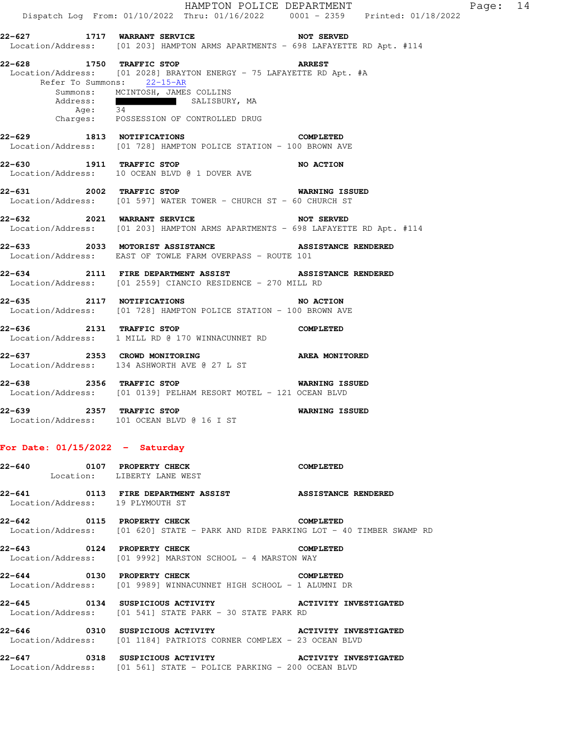22-627 1717 **WARRANT SERVICE** **NOT SERVED**
Location/Address: [01 203] HAMPTON ARMS APARTMENTS - 698 LAFAYETTE RD Apt. #114

22-628 1750 **TRAFFIC STOP** **ARREST**
Location/Address: [01 2028] BRAYTON ENERGY - 75 LAFAYETTE RD Apt. #A
Refer To Summons: 22-15-AR
Summons: MCINTOSH, JAMES COLLINS
Address: ████████ SALISBURY, MA
Age: 34
Charges: POSSESSION OF CONTROLLED DRUG

22-629 1813 **NOTIFICATIONS** **COMPLETED**
Location/Address: [01 728] HAMPTON POLICE STATION - 100 BROWN AVE

22-630 1911 **TRAFFIC STOP** **NO ACTION**
Location/Address: 10 OCEAN BLVD @ 1 DOVER AVE

22-631 2002 **TRAFFIC STOP** **WARNING ISSUED**
Location/Address: [01 597] WATER TOWER - CHURCH ST - 60 CHURCH ST

22-632 2021 **WARRANT SERVICE** **NOT SERVED**
Location/Address: [01 203] HAMPTON ARMS APARTMENTS - 698 LAFAYETTE RD Apt. #114

22-633 2033 **MOTORIST ASSISTANCE** **ASSISTANCE RENDERED**
Location/Address: EAST OF TOWLE FARM OVERPASS - ROUTE 101

22-634 2111 **FIRE DEPARTMENT ASSIST** **ASSISTANCE RENDERED**
Location/Address: [01 2559] CIANCIO RESIDENCE - 270 MILL RD

22-635 2117 **NOTIFICATIONS** **NO ACTION**
Location/Address: [01 728] HAMPTON POLICE STATION - 100 BROWN AVE

22-636 2131 **TRAFFIC STOP** **COMPLETED**
Location/Address: 1 MILL RD @ 170 WINNACUNNET RD

22-637 2353 **CROWD MONITORING** **AREA MONITORED**
Location/Address: 134 ASHWORTH AVE @ 27 L ST

22-638 2356 **TRAFFIC STOP** **WARNING ISSUED**
Location/Address: [01 0139] PELHAM RESORT MOTEL - 121 OCEAN BLVD

22-639 2357 **TRAFFIC STOP** **WARNING ISSUED**
Location/Address: 101 OCEAN BLVD @ 16 I ST

## For Date: 01/15/2022 - Saturday

22-640 0107 **PROPERTY CHECK** **COMPLETED**
Location: LIBERTY LANE WEST

22-641 0113 **FIRE DEPARTMENT ASSIST** **ASSISTANCE RENDERED**
Location/Address: 19 PLYMOUTH ST

22-642 0115 **PROPERTY CHECK** **COMPLETED**
Location/Address: [01 620] STATE - PARK AND RIDE PARKING LOT - 40 TIMBER SWAMP RD

22-643 0124 **PROPERTY CHECK** **COMPLETED**
Location/Address: [01 9992] MARSTON SCHOOL - 4 MARSTON WAY

22-644 0130 **PROPERTY CHECK** **COMPLETED**
Location/Address: [01 9989] WINNACUNNET HIGH SCHOOL - 1 ALUMNI DR

22-645 0134 **SUSPICIOUS ACTIVITY** **ACTIVITY INVESTIGATED**
Location/Address: [01 541] STATE PARK - 30 STATE PARK RD

22-646 0310 **SUSPICIOUS ACTIVITY** **ACTIVITY INVESTIGATED**
Location/Address: [01 1184] PATRIOTS CORNER COMPLEX - 23 OCEAN BLVD

22-647 0318 **SUSPICIOUS ACTIVITY** **ACTIVITY INVESTIGATED**
Location/Address: [01 561] STATE - POLICE PARKING - 200 OCEAN BLVD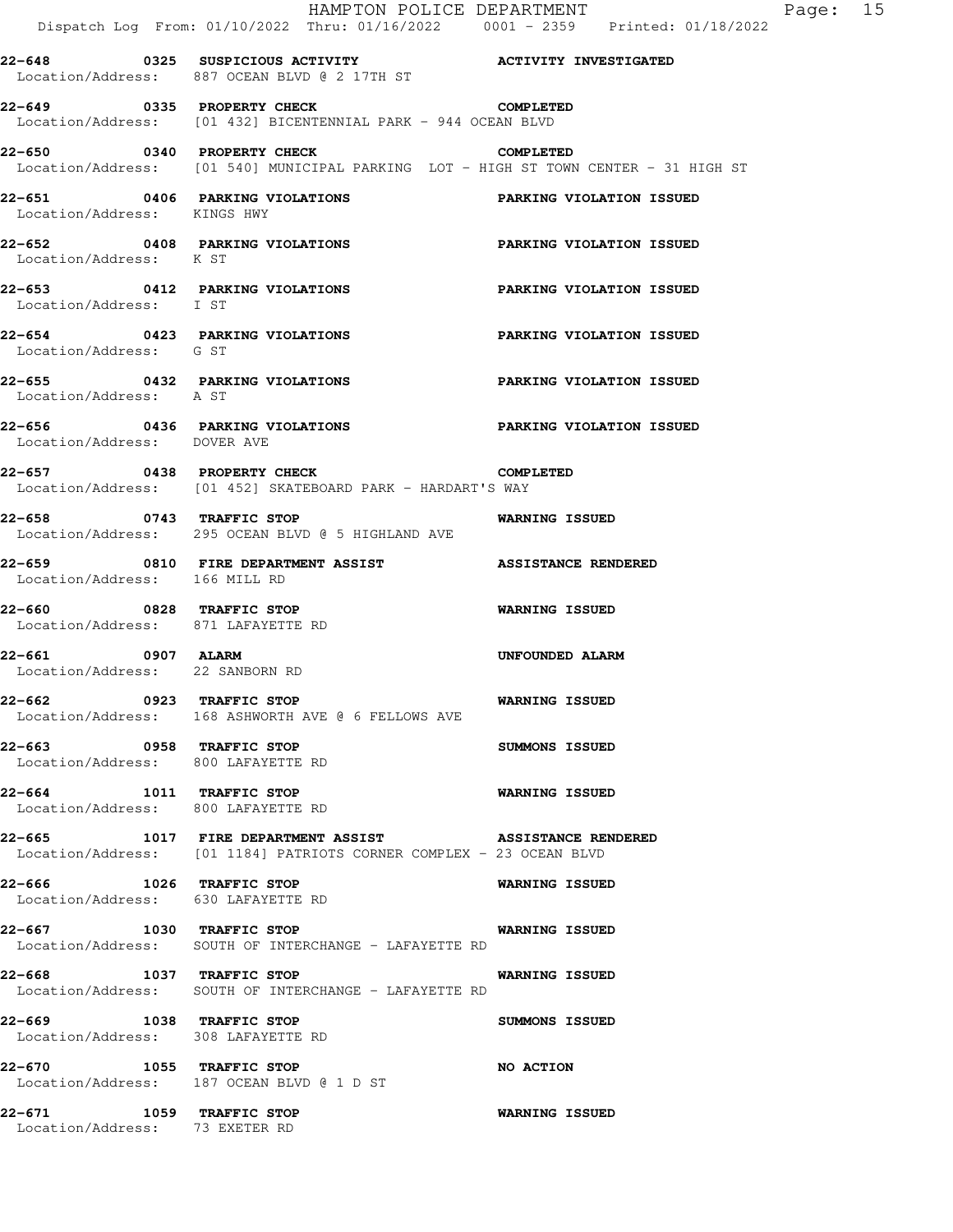**22-648 0325 SUSPICIOUS ACTIVITY — ACTIVITY INVESTIGATED**
Location/Address: 887 OCEAN BLVD @ 2 17TH ST

**22-649 0335 PROPERTY CHECK — COMPLETED**
Location/Address: [01 432] BICENTENNIAL PARK - 944 OCEAN BLVD

**22-650 0340 PROPERTY CHECK — COMPLETED**
Location/Address: [01 540] MUNICIPAL PARKING LOT - HIGH ST TOWN CENTER - 31 HIGH ST

**22-651 0406 PARKING VIOLATIONS — PARKING VIOLATION ISSUED**
Location/Address: KINGS HWY

**22-652 0408 PARKING VIOLATIONS — PARKING VIOLATION ISSUED**
Location/Address: K ST

**22-653 0412 PARKING VIOLATIONS — PARKING VIOLATION ISSUED**
Location/Address: I ST

**22-654 0423 PARKING VIOLATIONS — PARKING VIOLATION ISSUED**
Location/Address: G ST

**22-655 0432 PARKING VIOLATIONS — PARKING VIOLATION ISSUED**
Location/Address: A ST

**22-656 0436 PARKING VIOLATIONS — PARKING VIOLATION ISSUED**
Location/Address: DOVER AVE

**22-657 0438 PROPERTY CHECK — COMPLETED**
Location/Address: [01 452] SKATEBOARD PARK - HARDART'S WAY

**22-658 0743 TRAFFIC STOP — WARNING ISSUED**
Location/Address: 295 OCEAN BLVD @ 5 HIGHLAND AVE

**22-659 0810 FIRE DEPARTMENT ASSIST — ASSISTANCE RENDERED**
Location/Address: 166 MILL RD

**22-660 0828 TRAFFIC STOP — WARNING ISSUED**
Location/Address: 871 LAFAYETTE RD

**22-661 0907 ALARM — UNFOUNDED ALARM**
Location/Address: 22 SANBORN RD

**22-662 0923 TRAFFIC STOP — WARNING ISSUED**
Location/Address: 168 ASHWORTH AVE @ 6 FELLOWS AVE

**22-663 0958 TRAFFIC STOP — SUMMONS ISSUED**
Location/Address: 800 LAFAYETTE RD

**22-664 1011 TRAFFIC STOP — WARNING ISSUED**
Location/Address: 800 LAFAYETTE RD

**22-665 1017 FIRE DEPARTMENT ASSIST — ASSISTANCE RENDERED**
Location/Address: [01 1184] PATRIOTS CORNER COMPLEX - 23 OCEAN BLVD

**22-666 1026 TRAFFIC STOP — WARNING ISSUED**
Location/Address: 630 LAFAYETTE RD

**22-667 1030 TRAFFIC STOP — WARNING ISSUED**
Location/Address: SOUTH OF INTERCHANGE - LAFAYETTE RD

**22-668 1037 TRAFFIC STOP — WARNING ISSUED**
Location/Address: SOUTH OF INTERCHANGE - LAFAYETTE RD

**22-669 1038 TRAFFIC STOP — SUMMONS ISSUED**
Location/Address: 308 LAFAYETTE RD

**22-670 1055 TRAFFIC STOP — NO ACTION**
Location/Address: 187 OCEAN BLVD @ 1 D ST

**22-671 1059 TRAFFIC STOP — WARNING ISSUED**
Location/Address: 73 EXETER RD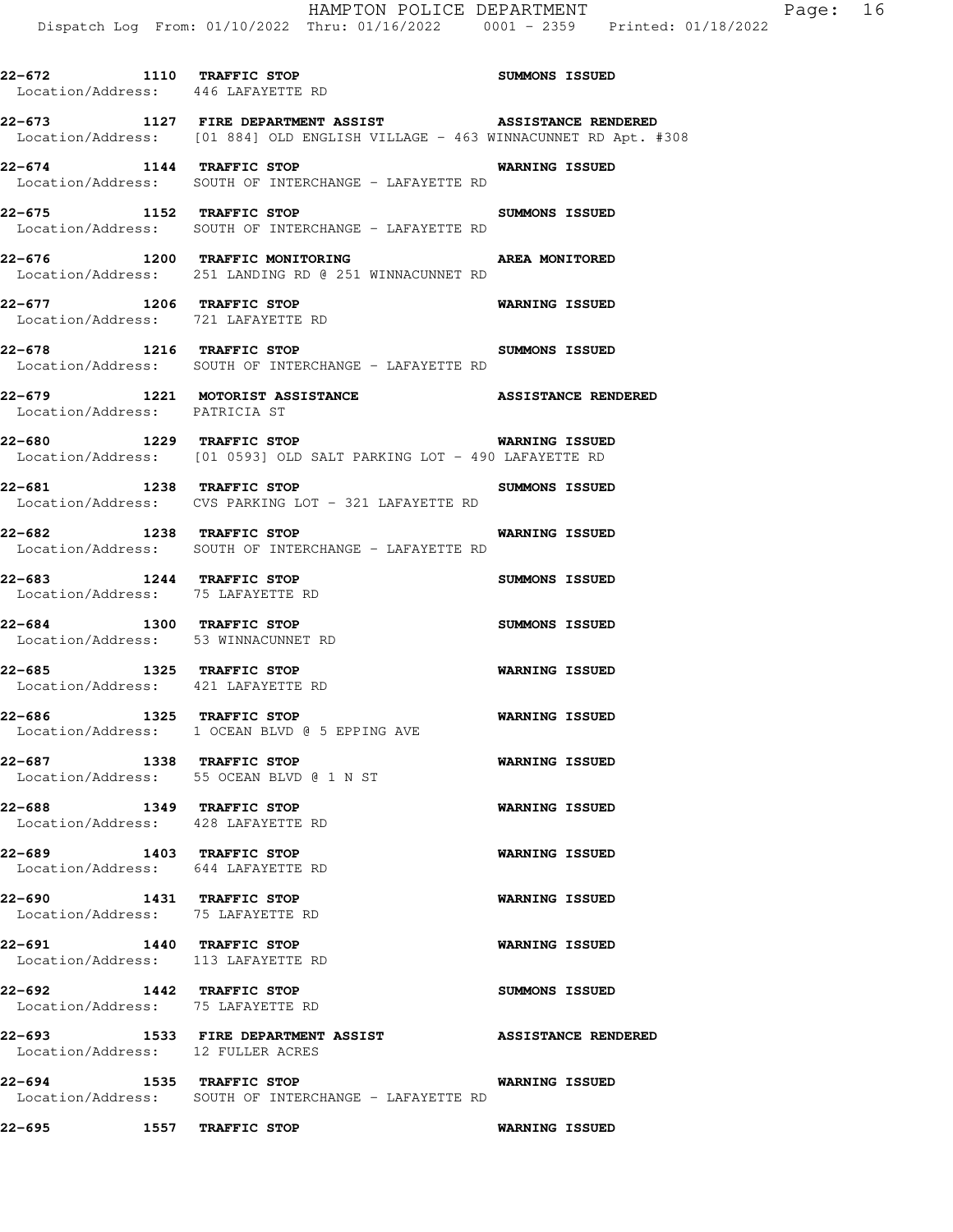22-672 1110 **TRAFFIC STOP** **SUMMONS ISSUED**
Location/Address: 446 LAFAYETTE RD

22-673 1127 **FIRE DEPARTMENT ASSIST** **ASSISTANCE RENDERED**
Location/Address: [01 884] OLD ENGLISH VILLAGE - 463 WINNACUNNET RD Apt. #308

22-674 1144 **TRAFFIC STOP** **WARNING ISSUED**
Location/Address: SOUTH OF INTERCHANGE - LAFAYETTE RD

22-675 1152 **TRAFFIC STOP** **SUMMONS ISSUED**
Location/Address: SOUTH OF INTERCHANGE - LAFAYETTE RD

22-676 1200 **TRAFFIC MONITORING** **AREA MONITORED**
Location/Address: 251 LANDING RD @ 251 WINNACUNNET RD

22-677 1206 **TRAFFIC STOP** **WARNING ISSUED**
Location/Address: 721 LAFAYETTE RD

22-678 1216 **TRAFFIC STOP** **SUMMONS ISSUED**
Location/Address: SOUTH OF INTERCHANGE - LAFAYETTE RD

22-679 1221 **MOTORIST ASSISTANCE** **ASSISTANCE RENDERED**
Location/Address: PATRICIA ST

22-680 1229 **TRAFFIC STOP** **WARNING ISSUED**
Location/Address: [01 0593] OLD SALT PARKING LOT - 490 LAFAYETTE RD

22-681 1238 **TRAFFIC STOP** **SUMMONS ISSUED**
Location/Address: CVS PARKING LOT - 321 LAFAYETTE RD

22-682 1238 **TRAFFIC STOP** **WARNING ISSUED**
Location/Address: SOUTH OF INTERCHANGE - LAFAYETTE RD

22-683 1244 **TRAFFIC STOP** **SUMMONS ISSUED**
Location/Address: 75 LAFAYETTE RD

22-684 1300 **TRAFFIC STOP** **SUMMONS ISSUED**
Location/Address: 53 WINNACUNNET RD

22-685 1325 **TRAFFIC STOP** **WARNING ISSUED**
Location/Address: 421 LAFAYETTE RD

22-686 1325 **TRAFFIC STOP** **WARNING ISSUED**
Location/Address: 1 OCEAN BLVD @ 5 EPPING AVE

22-687 1338 **TRAFFIC STOP** **WARNING ISSUED**
Location/Address: 55 OCEAN BLVD @ 1 N ST

22-688 1349 **TRAFFIC STOP** **WARNING ISSUED**
Location/Address: 428 LAFAYETTE RD

22-689 1403 **TRAFFIC STOP** **WARNING ISSUED**
Location/Address: 644 LAFAYETTE RD

22-690 1431 **TRAFFIC STOP** **WARNING ISSUED**
Location/Address: 75 LAFAYETTE RD

22-691 1440 **TRAFFIC STOP** **WARNING ISSUED**
Location/Address: 113 LAFAYETTE RD

22-692 1442 **TRAFFIC STOP** **SUMMONS ISSUED**
Location/Address: 75 LAFAYETTE RD

22-693 1533 **FIRE DEPARTMENT ASSIST** **ASSISTANCE RENDERED**
Location/Address: 12 FULLER ACRES

22-694 1535 **TRAFFIC STOP** **WARNING ISSUED**
Location/Address: SOUTH OF INTERCHANGE - LAFAYETTE RD

22-695 1557 **TRAFFIC STOP** **WARNING ISSUED**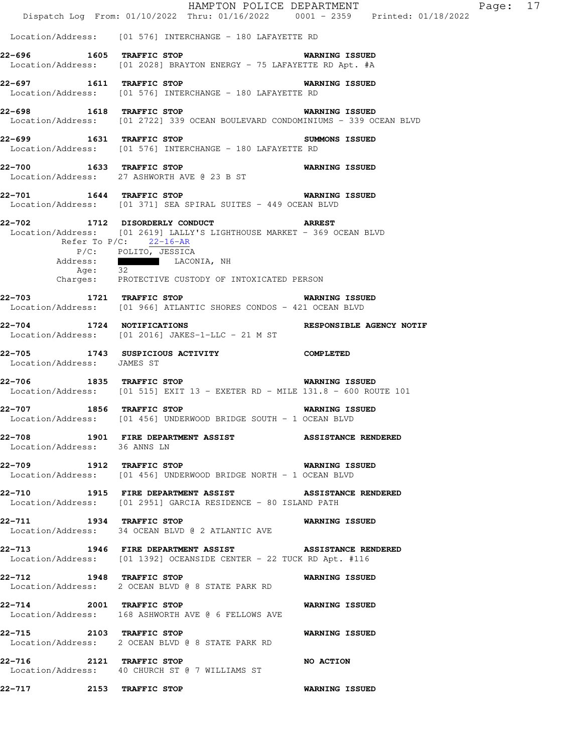Location/Address: [01 576] INTERCHANGE - 180 LAFAYETTE RD

**22-696 1605 TRAFFIC STOP WARNING ISSUED**
Location/Address: [01 2028] BRAYTON ENERGY - 75 LAFAYETTE RD Apt. #A

**22-697 1611 TRAFFIC STOP WARNING ISSUED**
Location/Address: [01 576] INTERCHANGE - 180 LAFAYETTE RD

**22-698 1618 TRAFFIC STOP WARNING ISSUED**
Location/Address: [01 2722] 339 OCEAN BOULEVARD CONDOMINIUMS - 339 OCEAN BLVD

**22-699 1631 TRAFFIC STOP SUMMONS ISSUED**
Location/Address: [01 576] INTERCHANGE - 180 LAFAYETTE RD

**22-700 1633 TRAFFIC STOP WARNING ISSUED**
Location/Address: 27 ASHWORTH AVE @ 23 B ST

**22-701 1644 TRAFFIC STOP WARNING ISSUED**
Location/Address: [01 371] SEA SPIRAL SUITES - 449 OCEAN BLVD

**22-702 1712 DISORDERLY CONDUCT ARREST**
Location/Address: [01 2619] LALLY'S LIGHTHOUSE MARKET - 369 OCEAN BLVD
Refer To P/C: 22-16-AR
P/C: POLITO, JESSICA
Address: LACONIA, NH
Age: 32
Charges: PROTECTIVE CUSTODY OF INTOXICATED PERSON

**22-703 1721 TRAFFIC STOP WARNING ISSUED**
Location/Address: [01 966] ATLANTIC SHORES CONDOS - 421 OCEAN BLVD

**22-704 1724 NOTIFICATIONS RESPONSIBLE AGENCY NOTIF**
Location/Address: [01 2016] JAKES-1-LLC - 21 M ST

**22-705 1743 SUSPICIOUS ACTIVITY COMPLETED**
Location/Address: JAMES ST

**22-706 1835 TRAFFIC STOP WARNING ISSUED**
Location/Address: [01 515] EXIT 13 - EXETER RD - MILE 131.8 - 600 ROUTE 101

**22-707 1856 TRAFFIC STOP WARNING ISSUED**
Location/Address: [01 456] UNDERWOOD BRIDGE SOUTH - 1 OCEAN BLVD

**22-708 1901 FIRE DEPARTMENT ASSIST ASSISTANCE RENDERED**
Location/Address: 36 ANNS LN

**22-709 1912 TRAFFIC STOP WARNING ISSUED**
Location/Address: [01 456] UNDERWOOD BRIDGE NORTH - 1 OCEAN BLVD

**22-710 1915 FIRE DEPARTMENT ASSIST ASSISTANCE RENDERED**
Location/Address: [01 2951] GARCIA RESIDENCE - 80 ISLAND PATH

**22-711 1934 TRAFFIC STOP WARNING ISSUED**
Location/Address: 34 OCEAN BLVD @ 2 ATLANTIC AVE

**22-713 1946 FIRE DEPARTMENT ASSIST ASSISTANCE RENDERED**
Location/Address: [01 1392] OCEANSIDE CENTER - 22 TUCK RD Apt. #116

**22-712 1948 TRAFFIC STOP WARNING ISSUED**
Location/Address: 2 OCEAN BLVD @ 8 STATE PARK RD

**22-714 2001 TRAFFIC STOP WARNING ISSUED**
Location/Address: 168 ASHWORTH AVE @ 6 FELLOWS AVE

**22-715 2103 TRAFFIC STOP WARNING ISSUED**
Location/Address: 2 OCEAN BLVD @ 8 STATE PARK RD

**22-716 2121 TRAFFIC STOP NO ACTION**
Location/Address: 40 CHURCH ST @ 7 WILLIAMS ST

**22-717 2153 TRAFFIC STOP WARNING ISSUED**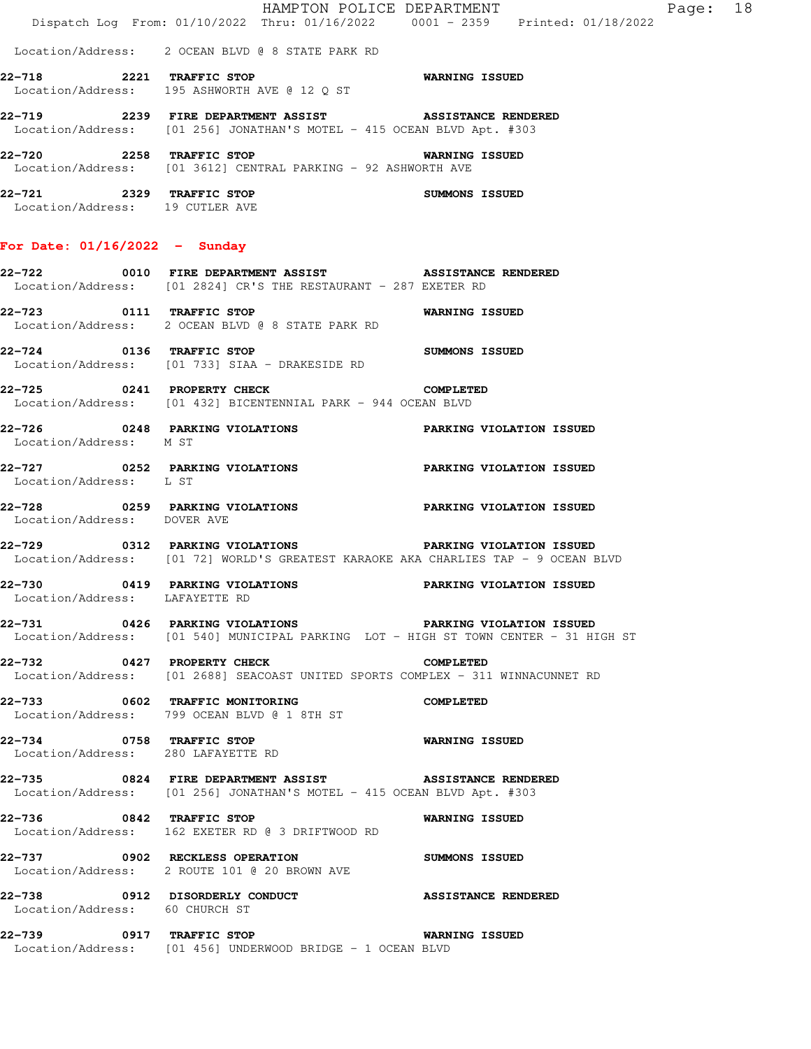Location/Address: 2 OCEAN BLVD @ 8 STATE PARK RD

**22-718 2221 TRAFFIC STOP** **WARNING ISSUED**
Location/Address: 195 ASHWORTH AVE @ 12 Q ST

**22-719 2239 FIRE DEPARTMENT ASSIST** **ASSISTANCE RENDERED**
Location/Address: [01 256] JONATHAN'S MOTEL - 415 OCEAN BLVD Apt. #303

**22-720 2258 TRAFFIC STOP** **WARNING ISSUED**
Location/Address: [01 3612] CENTRAL PARKING - 92 ASHWORTH AVE

**22-721 2329 TRAFFIC STOP** **SUMMONS ISSUED**
Location/Address: 19 CUTLER AVE

## For Date: 01/16/2022 - Sunday

**22-722 0010 FIRE DEPARTMENT ASSIST** **ASSISTANCE RENDERED**
Location/Address: [01 2824] CR'S THE RESTAURANT - 287 EXETER RD

**22-723 0111 TRAFFIC STOP** **WARNING ISSUED**
Location/Address: 2 OCEAN BLVD @ 8 STATE PARK RD

**22-724 0136 TRAFFIC STOP** **SUMMONS ISSUED**
Location/Address: [01 733] SIAA - DRAKESIDE RD

**22-725 0241 PROPERTY CHECK** **COMPLETED**
Location/Address: [01 432] BICENTENNIAL PARK - 944 OCEAN BLVD

**22-726 0248 PARKING VIOLATIONS** **PARKING VIOLATION ISSUED**
Location/Address: M ST

**22-727 0252 PARKING VIOLATIONS** **PARKING VIOLATION ISSUED**
Location/Address: L ST

**22-728 0259 PARKING VIOLATIONS** **PARKING VIOLATION ISSUED**
Location/Address: DOVER AVE

**22-729 0312 PARKING VIOLATIONS** **PARKING VIOLATION ISSUED**
Location/Address: [01 72] WORLD'S GREATEST KARAOKE AKA CHARLIES TAP - 9 OCEAN BLVD

**22-730 0419 PARKING VIOLATIONS** **PARKING VIOLATION ISSUED**
Location/Address: LAFAYETTE RD

**22-731 0426 PARKING VIOLATIONS** **PARKING VIOLATION ISSUED**
Location/Address: [01 540] MUNICIPAL PARKING LOT - HIGH ST TOWN CENTER - 31 HIGH ST

**22-732 0427 PROPERTY CHECK** **COMPLETED**
Location/Address: [01 2688] SEACOAST UNITED SPORTS COMPLEX - 311 WINNACUNNET RD

**22-733 0602 TRAFFIC MONITORING** **COMPLETED**
Location/Address: 799 OCEAN BLVD @ 1 8TH ST

**22-734 0758 TRAFFIC STOP** **WARNING ISSUED**
Location/Address: 280 LAFAYETTE RD

**22-735 0824 FIRE DEPARTMENT ASSIST** **ASSISTANCE RENDERED**
Location/Address: [01 256] JONATHAN'S MOTEL - 415 OCEAN BLVD Apt. #303

**22-736 0842 TRAFFIC STOP** **WARNING ISSUED**
Location/Address: 162 EXETER RD @ 3 DRIFTWOOD RD

**22-737 0902 RECKLESS OPERATION** **SUMMONS ISSUED**
Location/Address: 2 ROUTE 101 @ 20 BROWN AVE

**22-738 0912 DISORDERLY CONDUCT** **ASSISTANCE RENDERED**
Location/Address: 60 CHURCH ST

**22-739 0917 TRAFFIC STOP** **WARNING ISSUED**
Location/Address: [01 456] UNDERWOOD BRIDGE - 1 OCEAN BLVD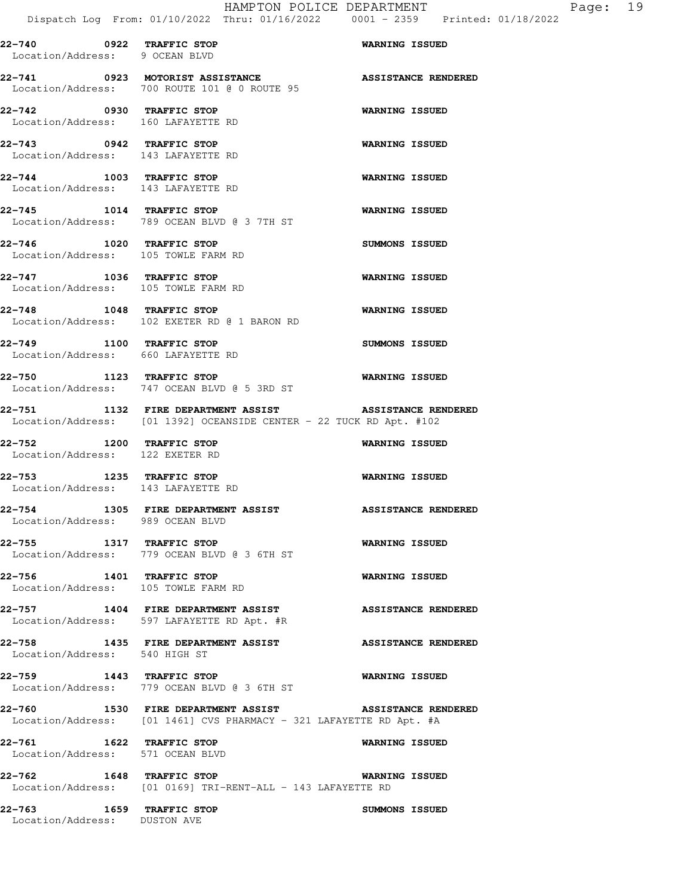**22-740 0922 TRAFFIC STOP** **WARNING ISSUED**
Location/Address: 9 OCEAN BLVD

**22-741 0923 MOTORIST ASSISTANCE** **ASSISTANCE RENDERED**
Location/Address: 700 ROUTE 101 @ 0 ROUTE 95

**22-742 0930 TRAFFIC STOP** **WARNING ISSUED**
Location/Address: 160 LAFAYETTE RD

**22-743 0942 TRAFFIC STOP** **WARNING ISSUED**
Location/Address: 143 LAFAYETTE RD

**22-744 1003 TRAFFIC STOP** **WARNING ISSUED**
Location/Address: 143 LAFAYETTE RD

**22-745 1014 TRAFFIC STOP** **WARNING ISSUED**
Location/Address: 789 OCEAN BLVD @ 3 7TH ST

**22-746 1020 TRAFFIC STOP** **SUMMONS ISSUED**
Location/Address: 105 TOWLE FARM RD

**22-747 1036 TRAFFIC STOP** **WARNING ISSUED**
Location/Address: 105 TOWLE FARM RD

**22-748 1048 TRAFFIC STOP** **WARNING ISSUED**
Location/Address: 102 EXETER RD @ 1 BARON RD

**22-749 1100 TRAFFIC STOP** **SUMMONS ISSUED**
Location/Address: 660 LAFAYETTE RD

**22-750 1123 TRAFFIC STOP** **WARNING ISSUED**
Location/Address: 747 OCEAN BLVD @ 5 3RD ST

**22-751 1132 FIRE DEPARTMENT ASSIST** **ASSISTANCE RENDERED**
Location/Address: [01 1392] OCEANSIDE CENTER - 22 TUCK RD Apt. #102

**22-752 1200 TRAFFIC STOP** **WARNING ISSUED**
Location/Address: 122 EXETER RD

**22-753 1235 TRAFFIC STOP** **WARNING ISSUED**
Location/Address: 143 LAFAYETTE RD

**22-754 1305 FIRE DEPARTMENT ASSIST** **ASSISTANCE RENDERED**
Location/Address: 989 OCEAN BLVD

**22-755 1317 TRAFFIC STOP** **WARNING ISSUED**
Location/Address: 779 OCEAN BLVD @ 3 6TH ST

**22-756 1401 TRAFFIC STOP** **WARNING ISSUED**
Location/Address: 105 TOWLE FARM RD

**22-757 1404 FIRE DEPARTMENT ASSIST** **ASSISTANCE RENDERED**
Location/Address: 597 LAFAYETTE RD Apt. #R

**22-758 1435 FIRE DEPARTMENT ASSIST** **ASSISTANCE RENDERED**
Location/Address: 540 HIGH ST

**22-759 1443 TRAFFIC STOP** **WARNING ISSUED**
Location/Address: 779 OCEAN BLVD @ 3 6TH ST

**22-760 1530 FIRE DEPARTMENT ASSIST** **ASSISTANCE RENDERED**
Location/Address: [01 1461] CVS PHARMACY - 321 LAFAYETTE RD Apt. #A

**22-761 1622 TRAFFIC STOP** **WARNING ISSUED**
Location/Address: 571 OCEAN BLVD

**22-762 1648 TRAFFIC STOP** **WARNING ISSUED**
Location/Address: [01 0169] TRI-RENT-ALL - 143 LAFAYETTE RD

**22-763 1659 TRAFFIC STOP** **SUMMONS ISSUED**
Location/Address: DUSTON AVE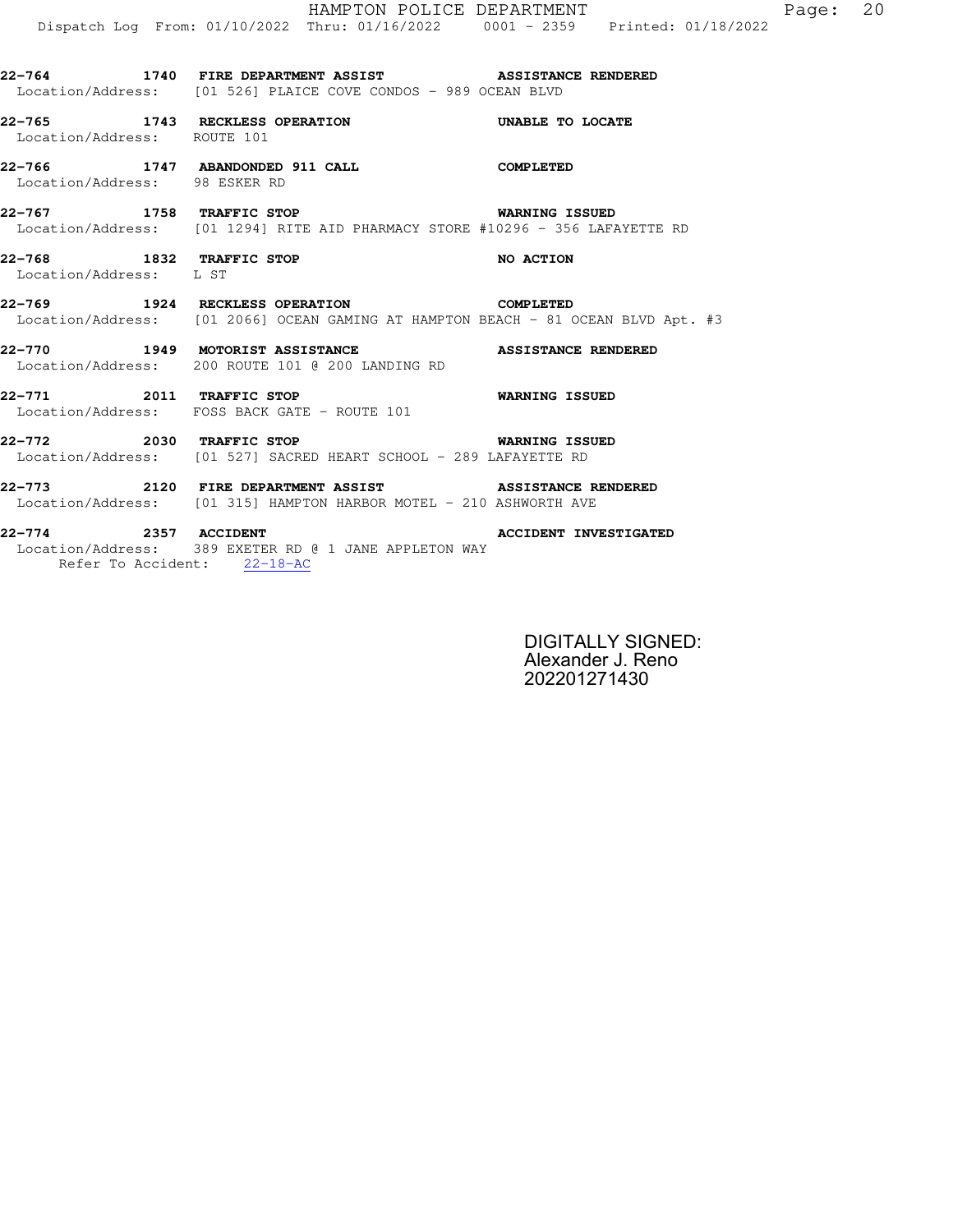**22-764 1740 FIRE DEPARTMENT ASSIST ASSISTANCE RENDERED**
Location/Address: [01 526] PLAICE COVE CONDOS - 989 OCEAN BLVD

**22-765 1743 RECKLESS OPERATION UNABLE TO LOCATE**
Location/Address: ROUTE 101

**22-766 1747 ABANDONDED 911 CALL COMPLETED**
Location/Address: 98 ESKER RD

**22-767 1758 TRAFFIC STOP WARNING ISSUED**
Location/Address: [01 1294] RITE AID PHARMACY STORE #10296 - 356 LAFAYETTE RD

**22-768 1832 TRAFFIC STOP NO ACTION**
Location/Address: L ST

**22-769 1924 RECKLESS OPERATION COMPLETED**
Location/Address: [01 2066] OCEAN GAMING AT HAMPTON BEACH - 81 OCEAN BLVD Apt. #3

**22-770 1949 MOTORIST ASSISTANCE ASSISTANCE RENDERED**
Location/Address: 200 ROUTE 101 @ 200 LANDING RD

**22-771 2011 TRAFFIC STOP WARNING ISSUED**
Location/Address: FOSS BACK GATE - ROUTE 101

**22-772 2030 TRAFFIC STOP WARNING ISSUED**
Location/Address: [01 527] SACRED HEART SCHOOL - 289 LAFAYETTE RD

**22-773 2120 FIRE DEPARTMENT ASSIST ASSISTANCE RENDERED**
Location/Address: [01 315] HAMPTON HARBOR MOTEL - 210 ASHWORTH AVE

**22-774 2357 ACCIDENT ACCIDENT INVESTIGATED**
Location/Address: 389 EXETER RD @ 1 JANE APPLETON WAY
Refer To Accident: 22-18-AC

DIGITALLY SIGNED:
Alexander J. Reno
202201271430